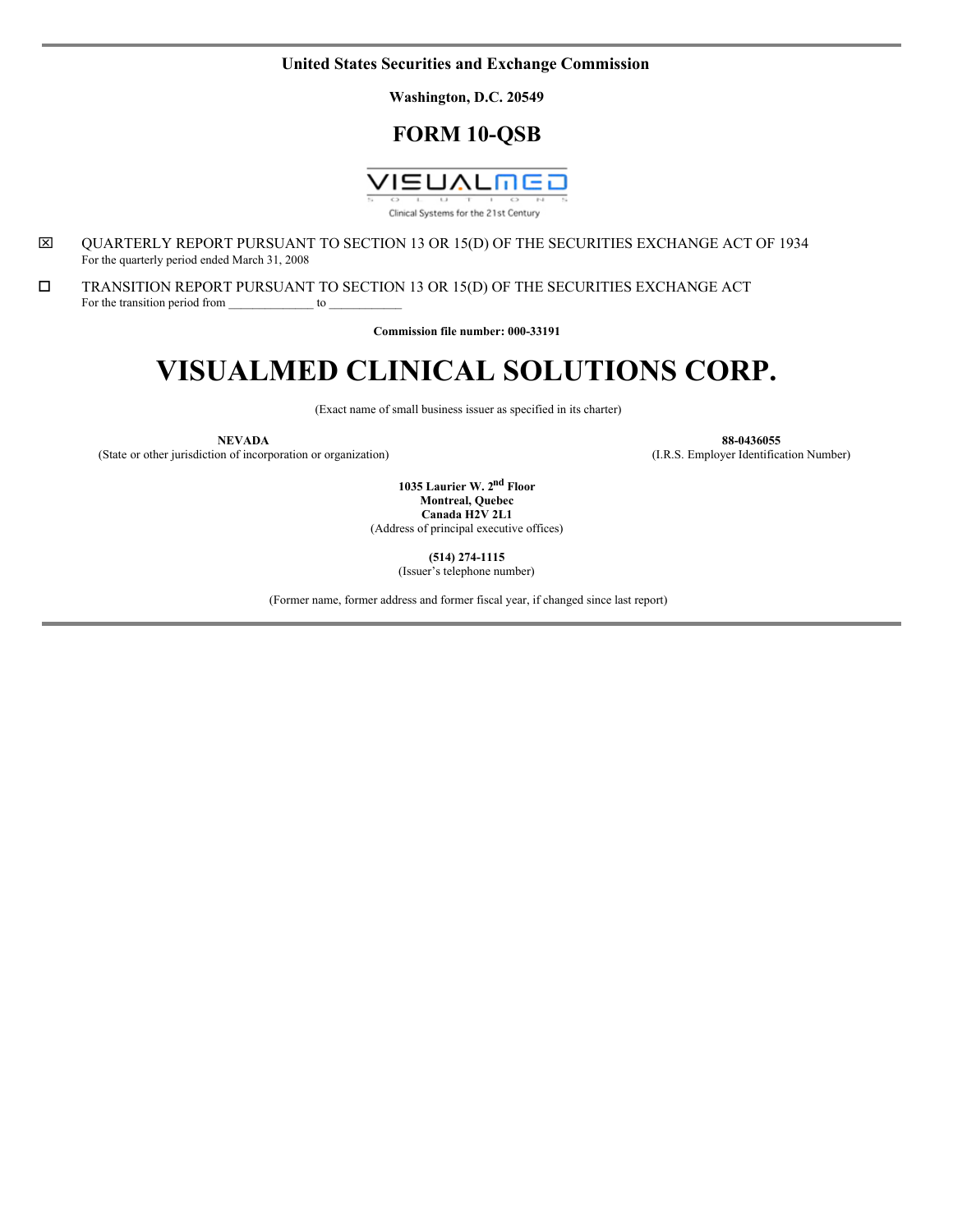**United States Securities and Exchange Commission**

**Washington, D.C. 20549**

# FORM 10-QSB

VISUALMED SOLUTIONS

Clinical Systems for the 21st Century

☒ QUARTERLY REPORT PURSUANT TO SECTION 13 OR 15(D) OF THE SECURITIES EXCHANGE ACT OF 1934
For the quarterly period ended March 31, 2008

☐ TRANSITION REPORT PURSUANT TO SECTION 13 OR 15(D) OF THE SECURITIES EXCHANGE ACT
For the transition period from _____________ to ___________

**Commission file number: 000-33191**

# VISUALMED CLINICAL SOLUTIONS CORP.

(Exact name of small business issuer as specified in its charter)

| **NEVADA** | **88-0436055** |
|---|---|
| (State or other jurisdiction of incorporation or organization) | (I.R.S. Employer Identification Number) |

**1035 Laurier W. 2nd Floor**
**Montreal, Quebec**
**Canada H2V 2L1**
(Address of principal executive offices)

**(514) 274-1115**
(Issuer's telephone number)

(Former name, former address and former fiscal year, if changed since last report)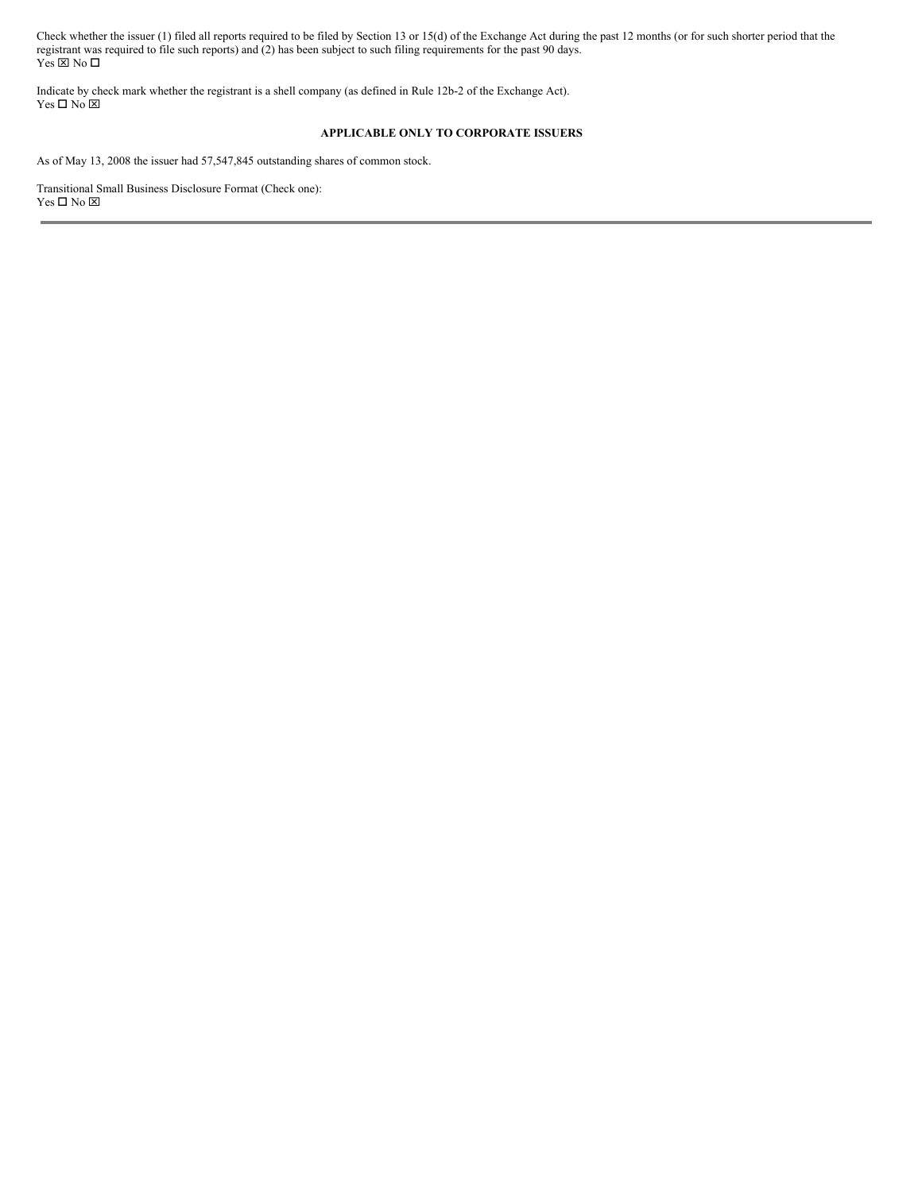Check whether the issuer (1) filed all reports required to be filed by Section 13 or 15(d) of the Exchange Act during the past 12 months (or for such shorter period that the registrant was required to file such reports) and (2) has been subject to such filing requirements for the past 90 days.
Yes ☒ No ☐

Indicate by check mark whether the registrant is a shell company (as defined in Rule 12b-2 of the Exchange Act).
Yes ☐ No ☒

**APPLICABLE ONLY TO CORPORATE ISSUERS**

As of May 13, 2008 the issuer had 57,547,845 outstanding shares of common stock.

Transitional Small Business Disclosure Format (Check one):
Yes ☐ No ☒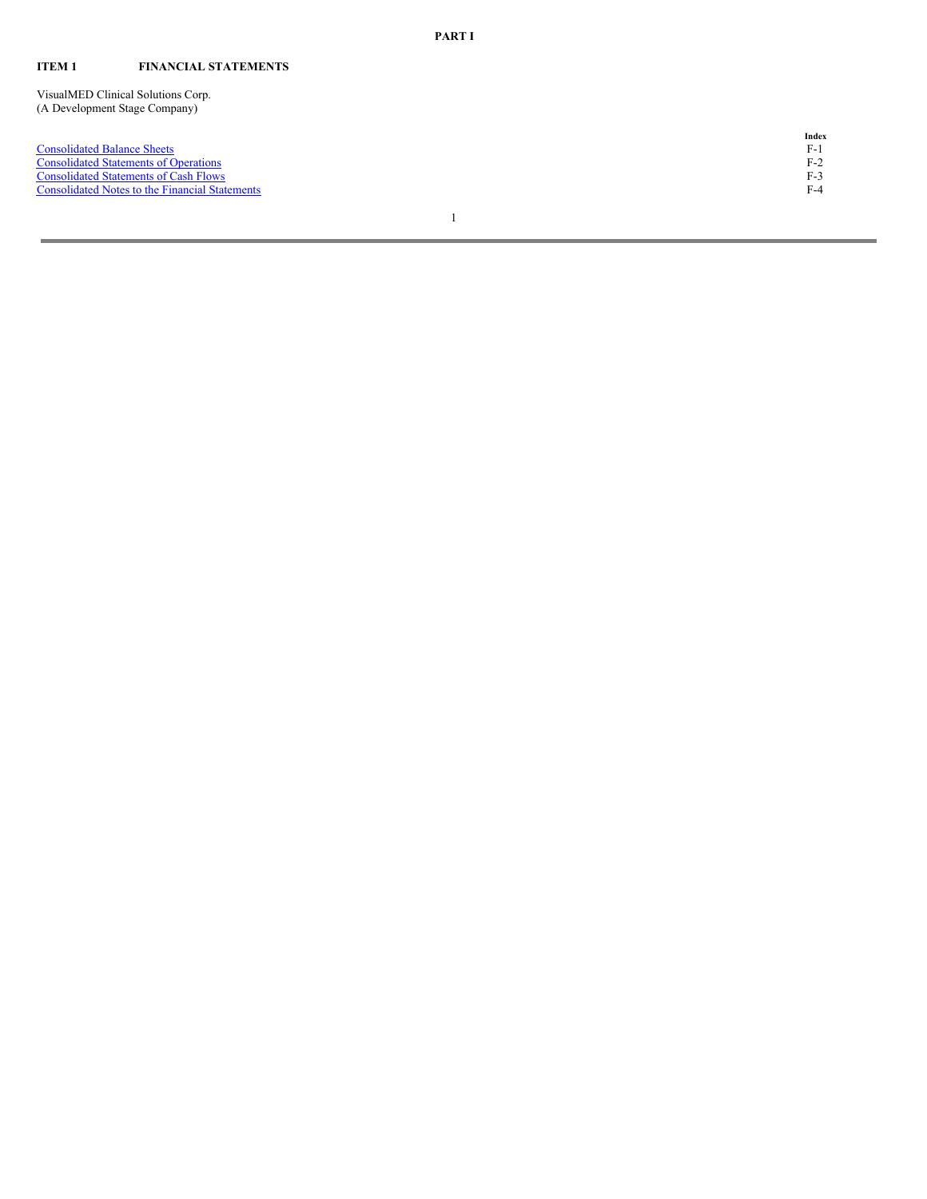**PART I**

**ITEM 1 FINANCIAL STATEMENTS**

VisualMED Clinical Solutions Corp.
(A Development Stage Company)

| | Index |
|---|---|
| Consolidated Balance Sheets | F-1 |
| Consolidated Statements of Operations | F-2 |
| Consolidated Statements of Cash Flows | F-3 |
| Consolidated Notes to the Financial Statements | F-4 |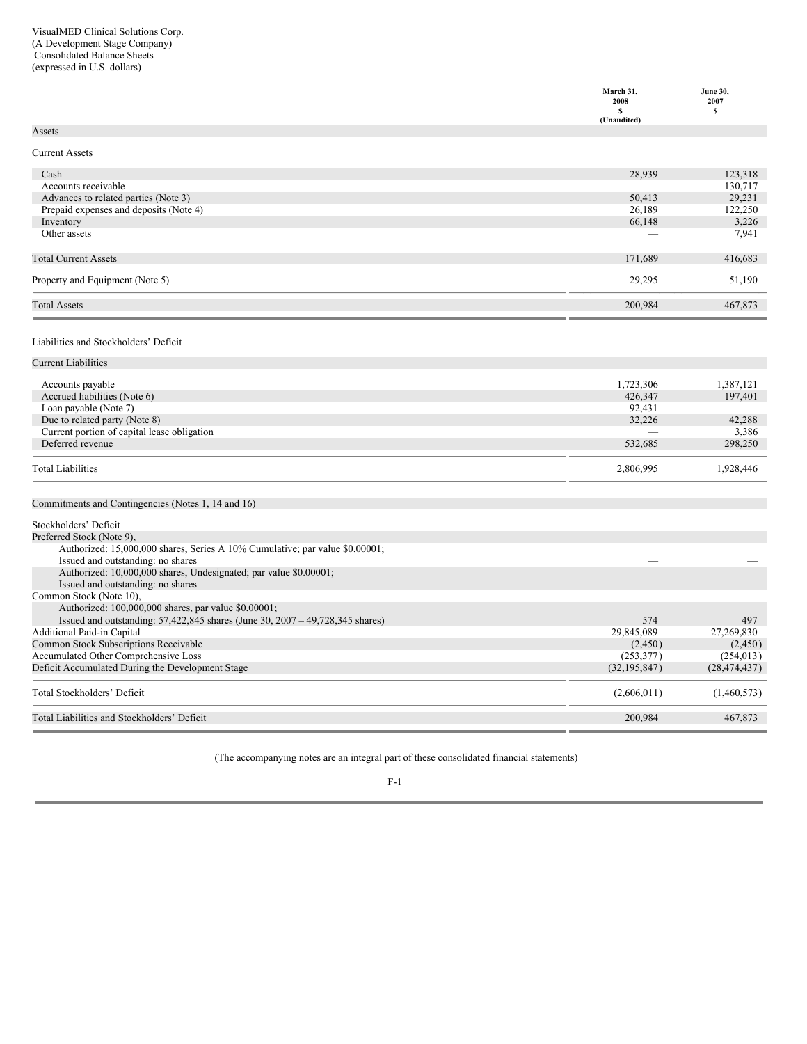VisualMED Clinical Solutions Corp.
(A Development Stage Company)
Consolidated Balance Sheets
(expressed in U.S. dollars)

| | March 31, 2008 $ (Unaudited) | June 30, 2007 $ |
|---|---|---|
| **Assets** | | |
| **Current Assets** | | |
| Cash | 28,939 | 123,318 |
| Accounts receivable | — | 130,717 |
| Advances to related parties (Note 3) | 50,413 | 29,231 |
| Prepaid expenses and deposits (Note 4) | 26,189 | 122,250 |
| Inventory | 66,148 | 3,226 |
| Other assets | — | 7,941 |
| Total Current Assets | 171,689 | 416,683 |
| Property and Equipment (Note 5) | 29,295 | 51,190 |
| Total Assets | 200,984 | 467,873 |
| **Liabilities and Stockholders' Deficit** | | |
| **Current Liabilities** | | |
| Accounts payable | 1,723,306 | 1,387,121 |
| Accrued liabilities (Note 6) | 426,347 | 197,401 |
| Loan payable (Note 7) | 92,431 | — |
| Due to related party (Note 8) | 32,226 | 42,288 |
| Current portion of capital lease obligation | — | 3,386 |
| Deferred revenue | 532,685 | 298,250 |
| Total Liabilities | 2,806,995 | 1,928,446 |
| Commitments and Contingencies (Notes 1, 14 and 16) | | |
| **Stockholders' Deficit** | | |
| Preferred Stock (Note 9), | | |
| Authorized: 15,000,000 shares, Series A 10% Cumulative; par value $0.00001; Issued and outstanding: no shares | — | — |
| Authorized: 10,000,000 shares, Undesignated; par value $0.00001; Issued and outstanding: no shares | — | — |
| Common Stock (Note 10), | | |
| Authorized: 100,000,000 shares, par value $0.00001; Issued and outstanding: 57,422,845 shares (June 30, 2007 – 49,728,345 shares) | 574 | 497 |
| Additional Paid-in Capital | 29,845,089 | 27,269,830 |
| Common Stock Subscriptions Receivable | (2,450) | (2,450) |
| Accumulated Other Comprehensive Loss | (253,377) | (254,013) |
| Deficit Accumulated During the Development Stage | (32,195,847) | (28,474,437) |
| Total Stockholders' Deficit | (2,606,011) | (1,460,573) |
| Total Liabilities and Stockholders' Deficit | 200,984 | 467,873 |

(The accompanying notes are an integral part of these consolidated financial statements)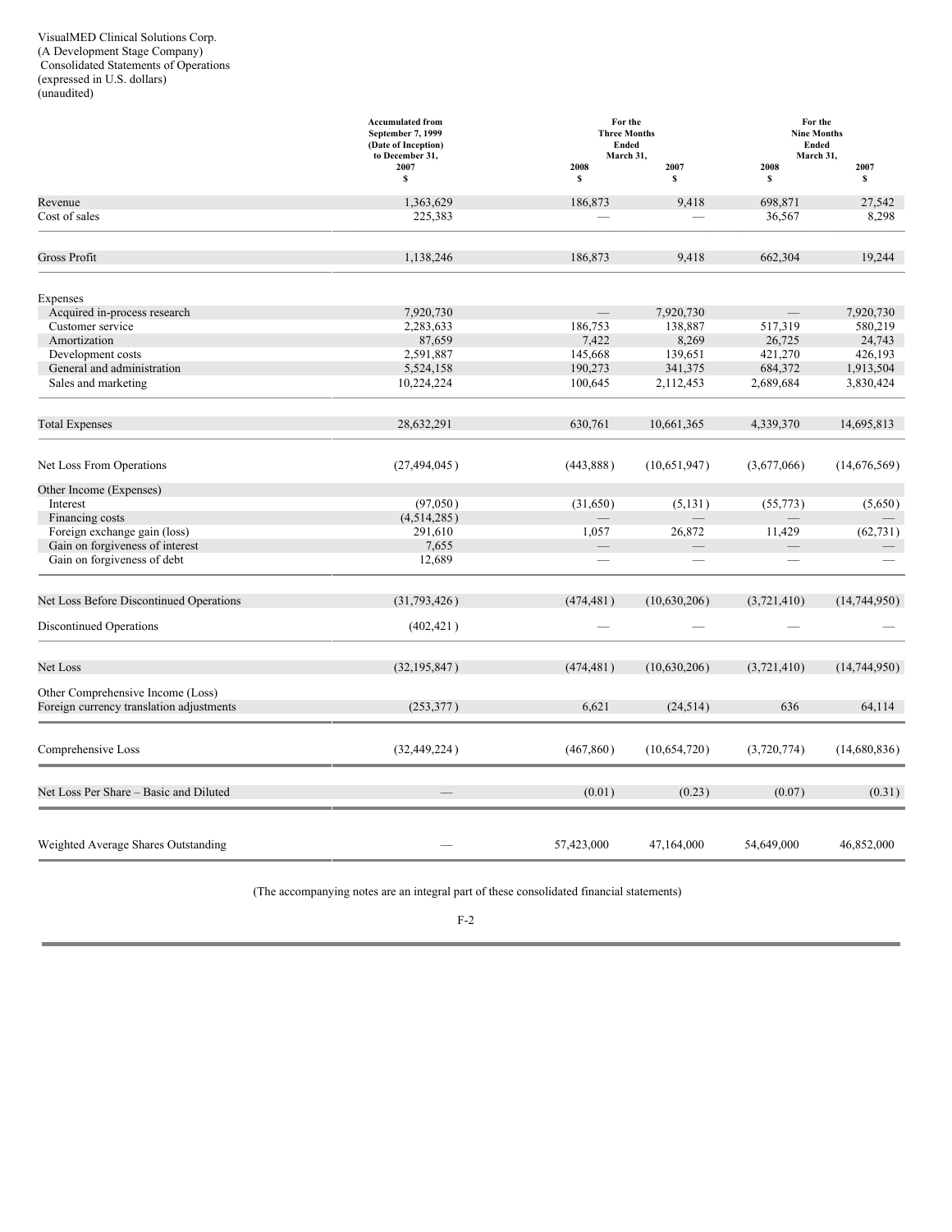VisualMED Clinical Solutions Corp.
(A Development Stage Company)
Consolidated Statements of Operations
(expressed in U.S. dollars)
(unaudited)

| | Accumulated from September 7, 1999 (Date of Inception) to December 31, 2007 | For the Three Months Ended March 31, | | For the Nine Months Ended March 31, | |
|---|---|---|---|---|---|
| | | 2008 | 2007 | 2008 | 2007 |
| | $ | $ | $ | $ | $ |
| Revenue | 1,363,629 | 186,873 | 9,418 | 698,871 | 27,542 |
| Cost of sales | 225,383 | — | — | 36,567 | 8,298 |
| Gross Profit | 1,138,246 | 186,873 | 9,418 | 662,304 | 19,244 |
| Expenses | | | | | |
| Acquired in-process research | 7,920,730 | — | 7,920,730 | — | 7,920,730 |
| Customer service | 2,283,633 | 186,753 | 138,887 | 517,319 | 580,219 |
| Amortization | 87,659 | 7,422 | 8,269 | 26,725 | 24,743 |
| Development costs | 2,591,887 | 145,668 | 139,651 | 421,270 | 426,193 |
| General and administration | 5,524,158 | 190,273 | 341,375 | 684,372 | 1,913,504 |
| Sales and marketing | 10,224,224 | 100,645 | 2,112,453 | 2,689,684 | 3,830,424 |
| Total Expenses | 28,632,291 | 630,761 | 10,661,365 | 4,339,370 | 14,695,813 |
| Net Loss From Operations | (27,494,045) | (443,888) | (10,651,947) | (3,677,066) | (14,676,569) |
| Other Income (Expenses) | | | | | |
| Interest | (97,050) | (31,650) | (5,131) | (55,773) | (5,650) |
| Financing costs | (4,514,285) | — | — | — | — |
| Foreign exchange gain (loss) | 291,610 | 1,057 | 26,872 | 11,429 | (62,731) |
| Gain on forgiveness of interest | 7,655 | — | — | — | — |
| Gain on forgiveness of debt | 12,689 | — | — | — | — |
| Net Loss Before Discontinued Operations | (31,793,426) | (474,481) | (10,630,206) | (3,721,410) | (14,744,950) |
| Discontinued Operations | (402,421) | — | — | — | — |
| Net Loss | (32,195,847) | (474,481) | (10,630,206) | (3,721,410) | (14,744,950) |
| Other Comprehensive Income (Loss) | | | | | |
| Foreign currency translation adjustments | (253,377) | 6,621 | (24,514) | 636 | 64,114 |
| Comprehensive Loss | (32,449,224) | (467,860) | (10,654,720) | (3,720,774) | (14,680,836) |
| Net Loss Per Share – Basic and Diluted | — | (0.01) | (0.23) | (0.07) | (0.31) |
| Weighted Average Shares Outstanding | — | 57,423,000 | 47,164,000 | 54,649,000 | 46,852,000 |

(The accompanying notes are an integral part of these consolidated financial statements)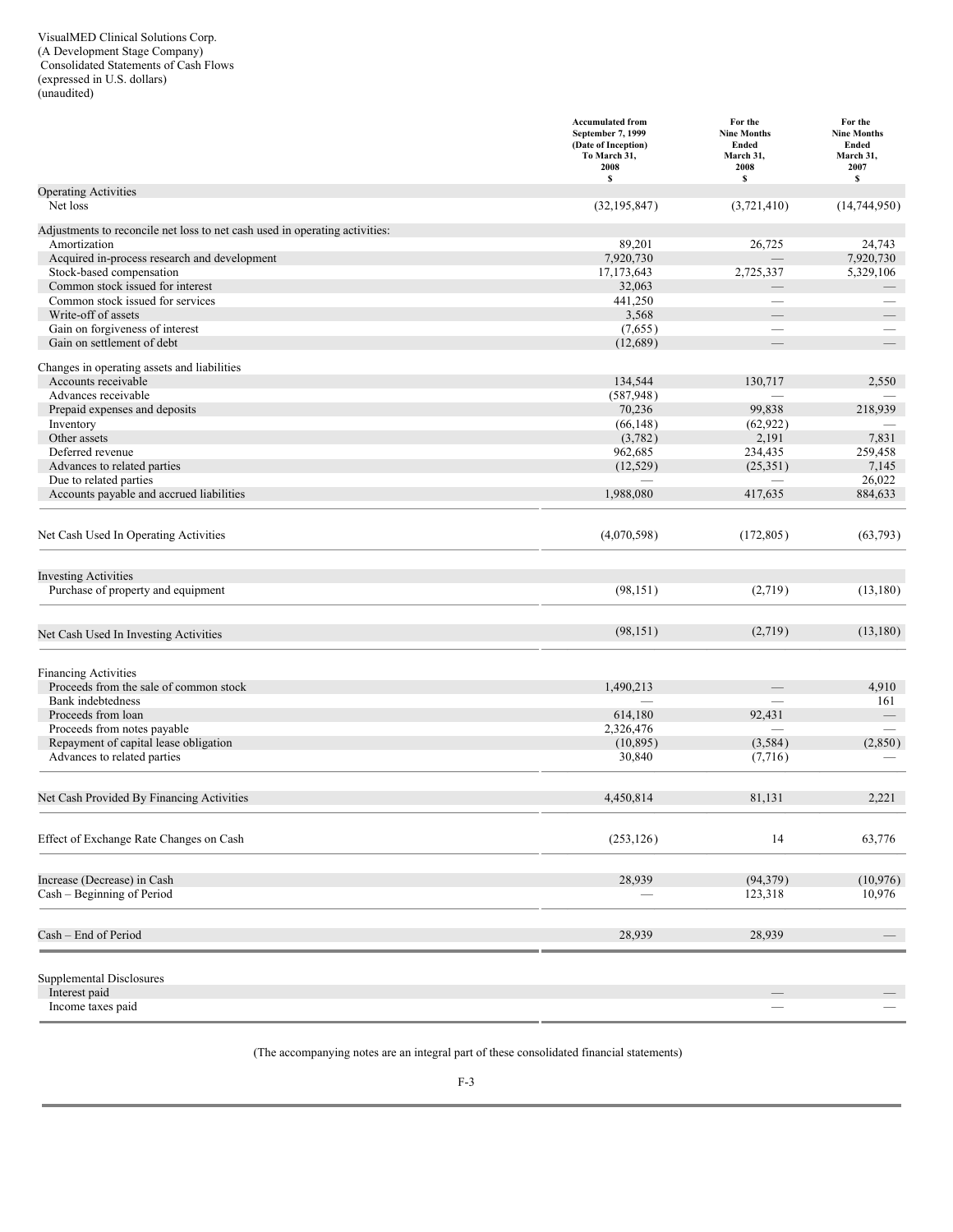VisualMED Clinical Solutions Corp.
(A Development Stage Company)
Consolidated Statements of Cash Flows
(expressed in U.S. dollars)
(unaudited)

| | Accumulated from September 7, 1999 (Date of Inception) To March 31, 2008 $ | For the Nine Months Ended March 31, 2008 $ | For the Nine Months Ended March 31, 2007 $ |
|---|---|---|---|
| **Operating Activities** | | | |
| Net loss | (32,195,847) | (3,721,410) | (14,744,950) |
| Adjustments to reconcile net loss to net cash used in operating activities: | | | |
| Amortization | 89,201 | 26,725 | 24,743 |
| Acquired in-process research and development | 7,920,730 | — | 7,920,730 |
| Stock-based compensation | 17,173,643 | 2,725,337 | 5,329,106 |
| Common stock issued for interest | 32,063 | — | — |
| Common stock issued for services | 441,250 | — | — |
| Write-off of assets | 3,568 | — | — |
| Gain on forgiveness of interest | (7,655) | — | — |
| Gain on settlement of debt | (12,689) | — | — |
| Changes in operating assets and liabilities | | | |
| Accounts receivable | 134,544 | 130,717 | 2,550 |
| Advances receivable | (587,948) | — | — |
| Prepaid expenses and deposits | 70,236 | 99,838 | 218,939 |
| Inventory | (66,148) | (62,922) | — |
| Other assets | (3,782) | 2,191 | 7,831 |
| Deferred revenue | 962,685 | 234,435 | 259,458 |
| Advances to related parties | (12,529) | (25,351) | 7,145 |
| Due to related parties | — | — | 26,022 |
| Accounts payable and accrued liabilities | 1,988,080 | 417,635 | 884,633 |
| **Net Cash Used In Operating Activities** | (4,070,598) | (172,805) | (63,793) |
| **Investing Activities** | | | |
| Purchase of property and equipment | (98,151) | (2,719) | (13,180) |
| **Net Cash Used In Investing Activities** | (98,151) | (2,719) | (13,180) |
| **Financing Activities** | | | |
| Proceeds from the sale of common stock | 1,490,213 | — | 4,910 |
| Bank indebtedness | — | — | 161 |
| Proceeds from loan | 614,180 | 92,431 | — |
| Proceeds from notes payable | 2,326,476 | — | — |
| Repayment of capital lease obligation | (10,895) | (3,584) | (2,850) |
| Advances to related parties | 30,840 | (7,716) | — |
| **Net Cash Provided By Financing Activities** | 4,450,814 | 81,131 | 2,221 |
| **Effect of Exchange Rate Changes on Cash** | (253,126) | 14 | 63,776 |
| Increase (Decrease) in Cash | 28,939 | (94,379) | (10,976) |
| Cash – Beginning of Period | — | 123,318 | 10,976 |
| **Cash – End of Period** | 28,939 | 28,939 | — |
| **Supplemental Disclosures** | | | |
| Interest paid | | — | — |
| Income taxes paid | | — | — |

(The accompanying notes are an integral part of these consolidated financial statements)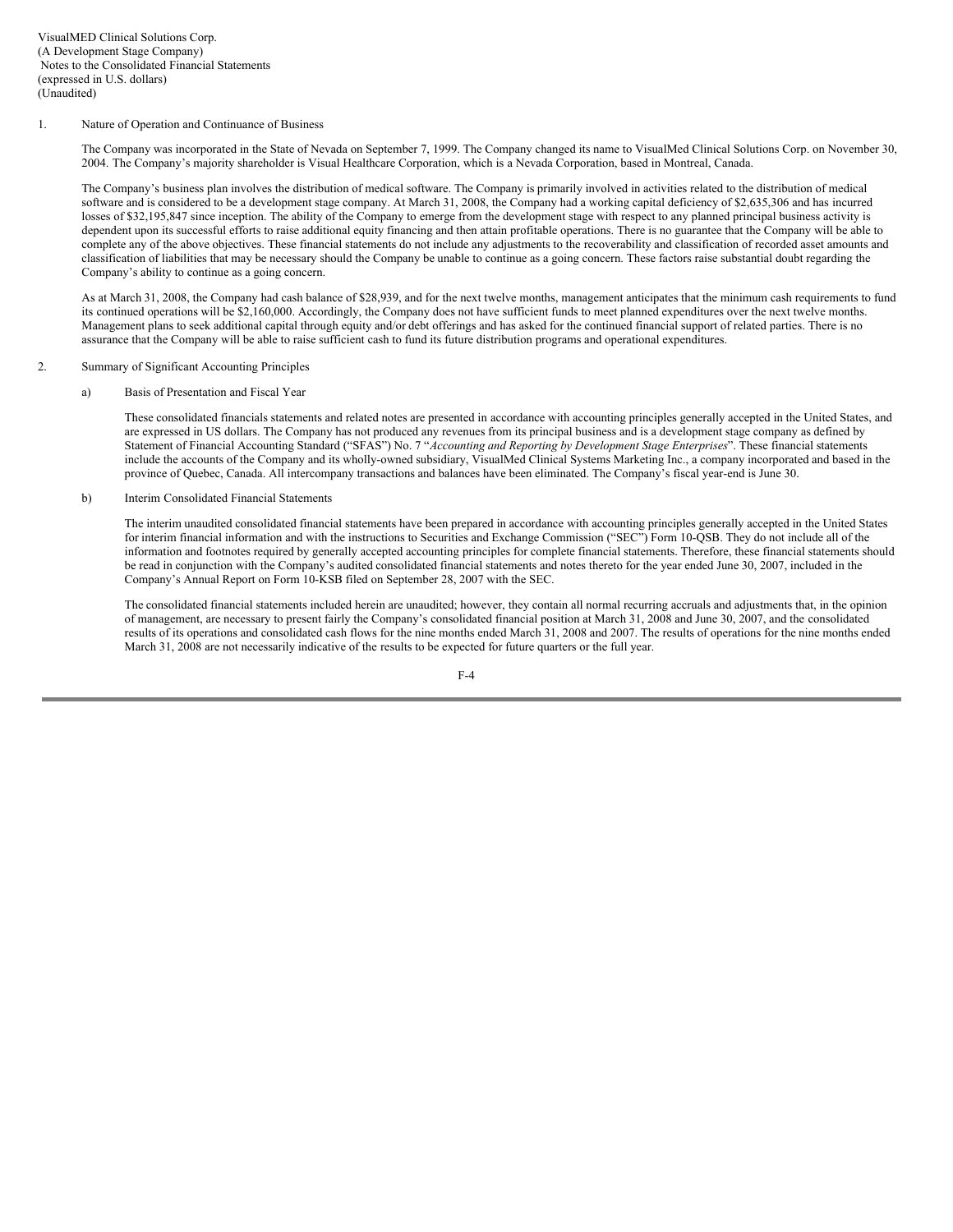VisualMED Clinical Solutions Corp.
(A Development Stage Company)
Notes to the Consolidated Financial Statements
(expressed in U.S. dollars)
(Unaudited)

1. Nature of Operation and Continuance of Business

The Company was incorporated in the State of Nevada on September 7, 1999. The Company changed its name to VisualMed Clinical Solutions Corp. on November 30, 2004. The Company's majority shareholder is Visual Healthcare Corporation, which is a Nevada Corporation, based in Montreal, Canada.

The Company's business plan involves the distribution of medical software. The Company is primarily involved in activities related to the distribution of medical software and is considered to be a development stage company. At March 31, 2008, the Company had a working capital deficiency of $2,635,306 and has incurred losses of $32,195,847 since inception. The ability of the Company to emerge from the development stage with respect to any planned principal business activity is dependent upon its successful efforts to raise additional equity financing and then attain profitable operations. There is no guarantee that the Company will be able to complete any of the above objectives. These financial statements do not include any adjustments to the recoverability and classification of recorded asset amounts and classification of liabilities that may be necessary should the Company be unable to continue as a going concern. These factors raise substantial doubt regarding the Company's ability to continue as a going concern.

As at March 31, 2008, the Company had cash balance of $28,939, and for the next twelve months, management anticipates that the minimum cash requirements to fund its continued operations will be $2,160,000. Accordingly, the Company does not have sufficient funds to meet planned expenditures over the next twelve months. Management plans to seek additional capital through equity and/or debt offerings and has asked for the continued financial support of related parties. There is no assurance that the Company will be able to raise sufficient cash to fund its future distribution programs and operational expenditures.

2. Summary of Significant Accounting Principles

a) Basis of Presentation and Fiscal Year

These consolidated financials statements and related notes are presented in accordance with accounting principles generally accepted in the United States, and are expressed in US dollars. The Company has not produced any revenues from its principal business and is a development stage company as defined by Statement of Financial Accounting Standard ("SFAS") No. 7 "*Accounting and Reporting by Development Stage Enterprises*". These financial statements include the accounts of the Company and its wholly-owned subsidiary, VisualMed Clinical Systems Marketing Inc., a company incorporated and based in the province of Quebec, Canada. All intercompany transactions and balances have been eliminated. The Company's fiscal year-end is June 30.

b) Interim Consolidated Financial Statements

The interim unaudited consolidated financial statements have been prepared in accordance with accounting principles generally accepted in the United States for interim financial information and with the instructions to Securities and Exchange Commission ("SEC") Form 10-QSB. They do not include all of the information and footnotes required by generally accepted accounting principles for complete financial statements. Therefore, these financial statements should be read in conjunction with the Company's audited consolidated financial statements and notes thereto for the year ended June 30, 2007, included in the Company's Annual Report on Form 10-KSB filed on September 28, 2007 with the SEC.

The consolidated financial statements included herein are unaudited; however, they contain all normal recurring accruals and adjustments that, in the opinion of management, are necessary to present fairly the Company's consolidated financial position at March 31, 2008 and June 30, 2007, and the consolidated results of its operations and consolidated cash flows for the nine months ended March 31, 2008 and 2007. The results of operations for the nine months ended March 31, 2008 are not necessarily indicative of the results to be expected for future quarters or the full year.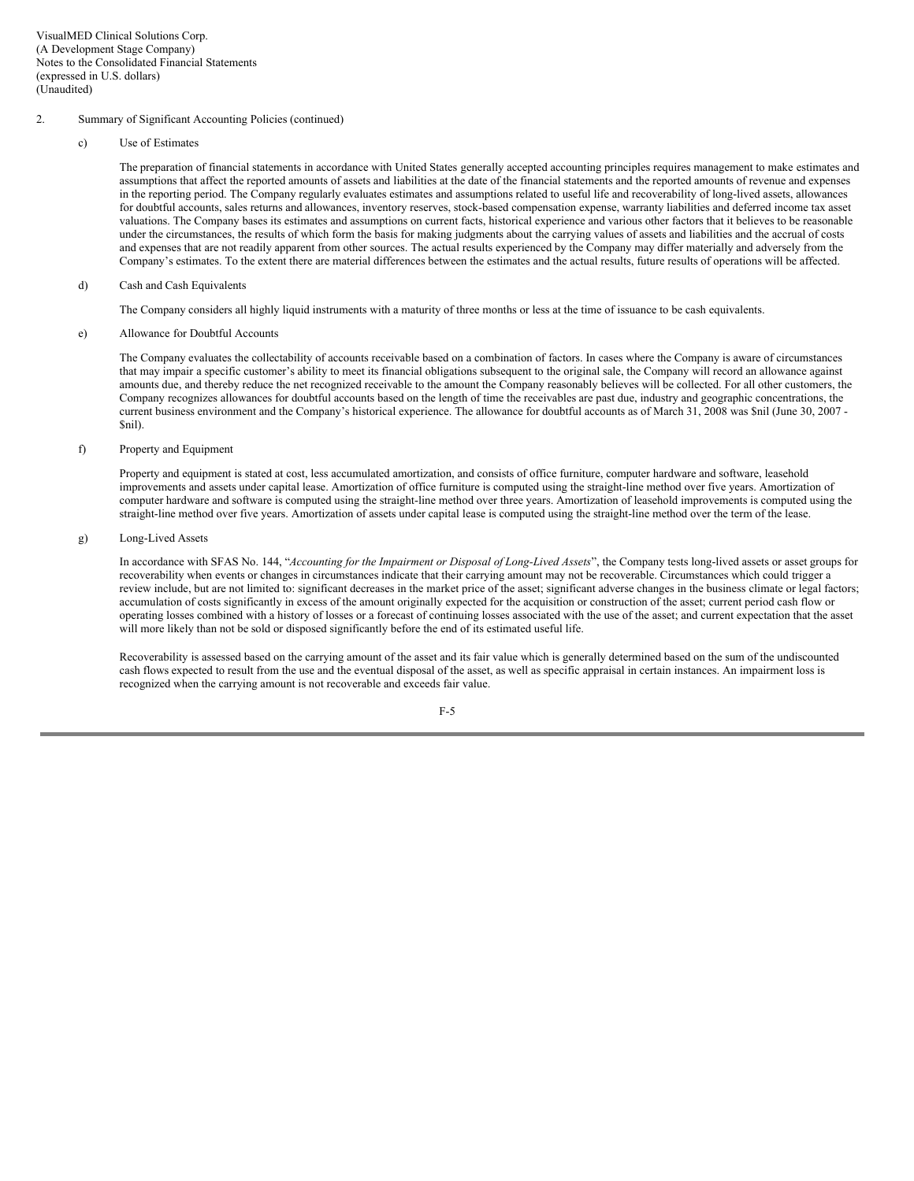VisualMED Clinical Solutions Corp.
(A Development Stage Company)
Notes to the Consolidated Financial Statements
(expressed in U.S. dollars)
(Unaudited)

2. Summary of Significant Accounting Policies (continued)

c) Use of Estimates

The preparation of financial statements in accordance with United States generally accepted accounting principles requires management to make estimates and assumptions that affect the reported amounts of assets and liabilities at the date of the financial statements and the reported amounts of revenue and expenses in the reporting period. The Company regularly evaluates estimates and assumptions related to useful life and recoverability of long-lived assets, allowances for doubtful accounts, sales returns and allowances, inventory reserves, stock-based compensation expense, warranty liabilities and deferred income tax asset valuations. The Company bases its estimates and assumptions on current facts, historical experience and various other factors that it believes to be reasonable under the circumstances, the results of which form the basis for making judgments about the carrying values of assets and liabilities and the accrual of costs and expenses that are not readily apparent from other sources. The actual results experienced by the Company may differ materially and adversely from the Company's estimates. To the extent there are material differences between the estimates and the actual results, future results of operations will be affected.

d) Cash and Cash Equivalents

The Company considers all highly liquid instruments with a maturity of three months or less at the time of issuance to be cash equivalents.

e) Allowance for Doubtful Accounts

The Company evaluates the collectability of accounts receivable based on a combination of factors. In cases where the Company is aware of circumstances that may impair a specific customer's ability to meet its financial obligations subsequent to the original sale, the Company will record an allowance against amounts due, and thereby reduce the net recognized receivable to the amount the Company reasonably believes will be collected. For all other customers, the Company recognizes allowances for doubtful accounts based on the length of time the receivables are past due, industry and geographic concentrations, the current business environment and the Company's historical experience. The allowance for doubtful accounts as of March 31, 2008 was $nil (June 30, 2007 - $nil).

f) Property and Equipment

Property and equipment is stated at cost, less accumulated amortization, and consists of office furniture, computer hardware and software, leasehold improvements and assets under capital lease. Amortization of office furniture is computed using the straight-line method over five years. Amortization of computer hardware and software is computed using the straight-line method over three years. Amortization of leasehold improvements is computed using the straight-line method over five years. Amortization of assets under capital lease is computed using the straight-line method over the term of the lease.

g) Long-Lived Assets

In accordance with SFAS No. 144, "*Accounting for the Impairment or Disposal of Long-Lived Assets*", the Company tests long-lived assets or asset groups for recoverability when events or changes in circumstances indicate that their carrying amount may not be recoverable. Circumstances which could trigger a review include, but are not limited to: significant decreases in the market price of the asset; significant adverse changes in the business climate or legal factors; accumulation of costs significantly in excess of the amount originally expected for the acquisition or construction of the asset; current period cash flow or operating losses combined with a history of losses or a forecast of continuing losses associated with the use of the asset; and current expectation that the asset will more likely than not be sold or disposed significantly before the end of its estimated useful life.

Recoverability is assessed based on the carrying amount of the asset and its fair value which is generally determined based on the sum of the undiscounted cash flows expected to result from the use and the eventual disposal of the asset, as well as specific appraisal in certain instances. An impairment loss is recognized when the carrying amount is not recoverable and exceeds fair value.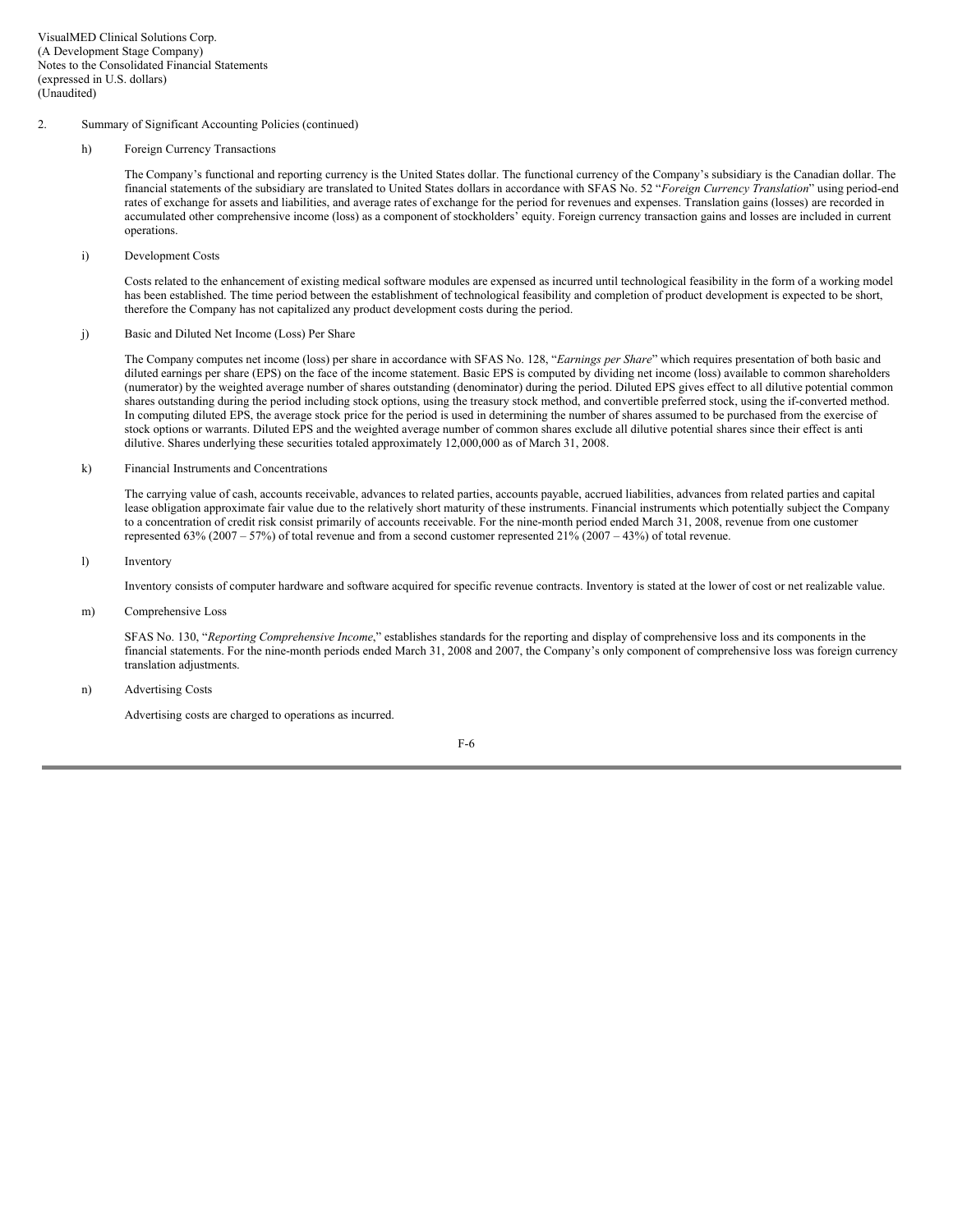VisualMED Clinical Solutions Corp.
(A Development Stage Company)
Notes to the Consolidated Financial Statements
(expressed in U.S. dollars)
(Unaudited)

2. Summary of Significant Accounting Policies (continued)

h) Foreign Currency Transactions

The Company's functional and reporting currency is the United States dollar. The functional currency of the Company's subsidiary is the Canadian dollar. The financial statements of the subsidiary are translated to United States dollars in accordance with SFAS No. 52 "*Foreign Currency Translation*" using period-end rates of exchange for assets and liabilities, and average rates of exchange for the period for revenues and expenses. Translation gains (losses) are recorded in accumulated other comprehensive income (loss) as a component of stockholders' equity. Foreign currency transaction gains and losses are included in current operations.

i) Development Costs

Costs related to the enhancement of existing medical software modules are expensed as incurred until technological feasibility in the form of a working model has been established. The time period between the establishment of technological feasibility and completion of product development is expected to be short, therefore the Company has not capitalized any product development costs during the period.

j) Basic and Diluted Net Income (Loss) Per Share

The Company computes net income (loss) per share in accordance with SFAS No. 128, "*Earnings per Share*" which requires presentation of both basic and diluted earnings per share (EPS) on the face of the income statement. Basic EPS is computed by dividing net income (loss) available to common shareholders (numerator) by the weighted average number of shares outstanding (denominator) during the period. Diluted EPS gives effect to all dilutive potential common shares outstanding during the period including stock options, using the treasury stock method, and convertible preferred stock, using the if-converted method. In computing diluted EPS, the average stock price for the period is used in determining the number of shares assumed to be purchased from the exercise of stock options or warrants. Diluted EPS and the weighted average number of common shares exclude all dilutive potential shares since their effect is anti dilutive. Shares underlying these securities totaled approximately 12,000,000 as of March 31, 2008.

k) Financial Instruments and Concentrations

The carrying value of cash, accounts receivable, advances to related parties, accounts payable, accrued liabilities, advances from related parties and capital lease obligation approximate fair value due to the relatively short maturity of these instruments. Financial instruments which potentially subject the Company to a concentration of credit risk consist primarily of accounts receivable. For the nine-month period ended March 31, 2008, revenue from one customer represented 63% (2007 – 57%) of total revenue and from a second customer represented 21% (2007 – 43%) of total revenue.

l) Inventory

Inventory consists of computer hardware and software acquired for specific revenue contracts. Inventory is stated at the lower of cost or net realizable value.

m) Comprehensive Loss

SFAS No. 130, "*Reporting Comprehensive Income*," establishes standards for the reporting and display of comprehensive loss and its components in the financial statements. For the nine-month periods ended March 31, 2008 and 2007, the Company's only component of comprehensive loss was foreign currency translation adjustments.

n) Advertising Costs

Advertising costs are charged to operations as incurred.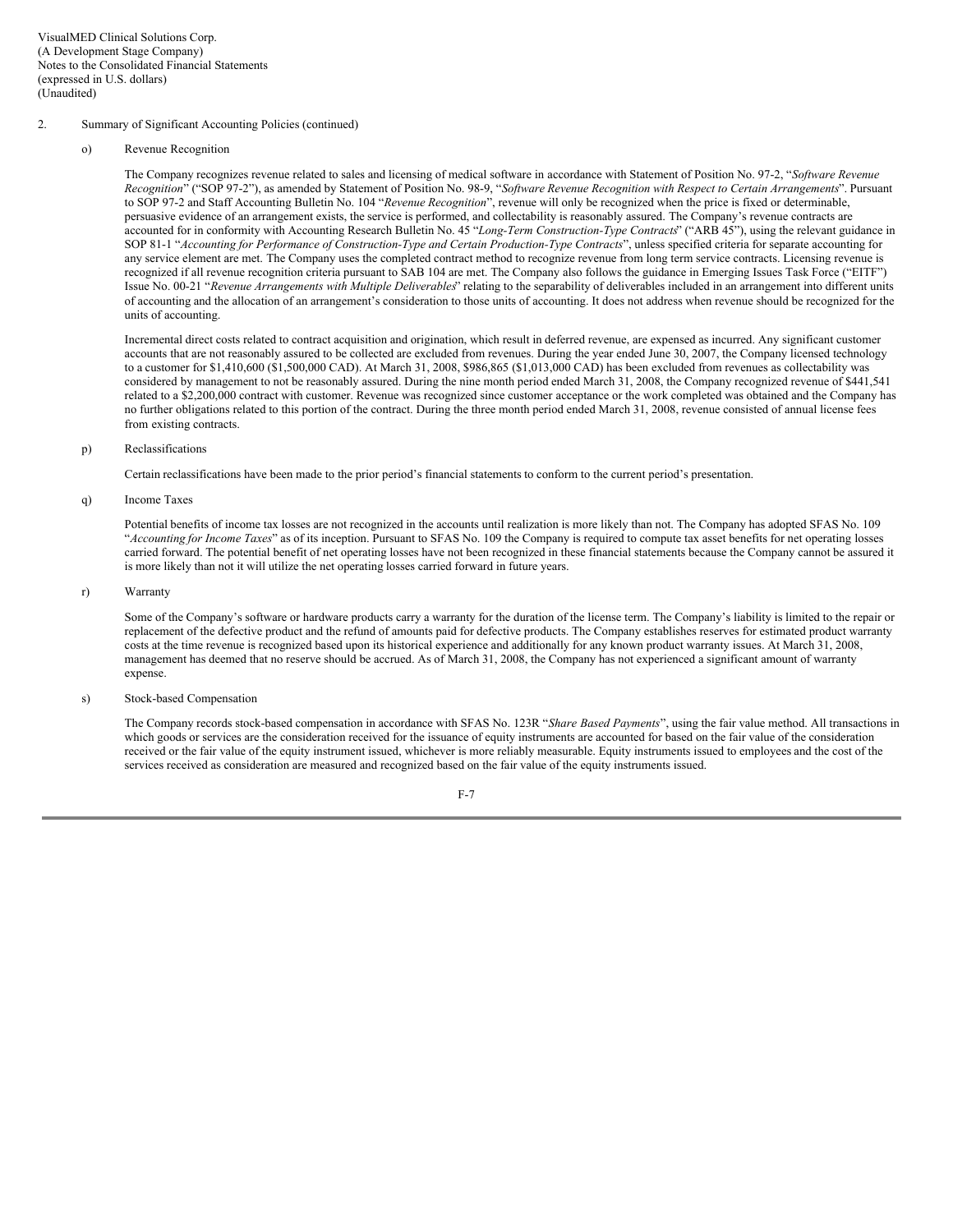VisualMED Clinical Solutions Corp.
(A Development Stage Company)
Notes to the Consolidated Financial Statements
(expressed in U.S. dollars)
(Unaudited)

2. Summary of Significant Accounting Policies (continued)

o) Revenue Recognition

The Company recognizes revenue related to sales and licensing of medical software in accordance with Statement of Position No. 97-2, "*Software Revenue Recognition*" ("SOP 97-2"), as amended by Statement of Position No. 98-9, "*Software Revenue Recognition with Respect to Certain Arrangements*". Pursuant to SOP 97-2 and Staff Accounting Bulletin No. 104 "*Revenue Recognition*", revenue will only be recognized when the price is fixed or determinable, persuasive evidence of an arrangement exists, the service is performed, and collectability is reasonably assured. The Company's revenue contracts are accounted for in conformity with Accounting Research Bulletin No. 45 "*Long-Term Construction-Type Contracts*" ("ARB 45"), using the relevant guidance in SOP 81-1 "*Accounting for Performance of Construction-Type and Certain Production-Type Contracts*", unless specified criteria for separate accounting for any service element are met. The Company uses the completed contract method to recognize revenue from long term service contracts. Licensing revenue is recognized if all revenue recognition criteria pursuant to SAB 104 are met. The Company also follows the guidance in Emerging Issues Task Force ("EITF") Issue No. 00-21 "*Revenue Arrangements with Multiple Deliverables*" relating to the separability of deliverables included in an arrangement into different units of accounting and the allocation of an arrangement's consideration to those units of accounting. It does not address when revenue should be recognized for the units of accounting.

Incremental direct costs related to contract acquisition and origination, which result in deferred revenue, are expensed as incurred. Any significant customer accounts that are not reasonably assured to be collected are excluded from revenues. During the year ended June 30, 2007, the Company licensed technology to a customer for $1,410,600 ($1,500,000 CAD). At March 31, 2008, $986,865 ($1,013,000 CAD) has been excluded from revenues as collectability was considered by management to not be reasonably assured. During the nine month period ended March 31, 2008, the Company recognized revenue of $441,541 related to a $2,200,000 contract with customer. Revenue was recognized since customer acceptance or the work completed was obtained and the Company has no further obligations related to this portion of the contract. During the three month period ended March 31, 2008, revenue consisted of annual license fees from existing contracts.

p) Reclassifications

Certain reclassifications have been made to the prior period's financial statements to conform to the current period's presentation.

q) Income Taxes

Potential benefits of income tax losses are not recognized in the accounts until realization is more likely than not. The Company has adopted SFAS No. 109 "*Accounting for Income Taxes*" as of its inception. Pursuant to SFAS No. 109 the Company is required to compute tax asset benefits for net operating losses carried forward. The potential benefit of net operating losses have not been recognized in these financial statements because the Company cannot be assured it is more likely than not it will utilize the net operating losses carried forward in future years.

r) Warranty

Some of the Company's software or hardware products carry a warranty for the duration of the license term. The Company's liability is limited to the repair or replacement of the defective product and the refund of amounts paid for defective products. The Company establishes reserves for estimated product warranty costs at the time revenue is recognized based upon its historical experience and additionally for any known product warranty issues. At March 31, 2008, management has deemed that no reserve should be accrued. As of March 31, 2008, the Company has not experienced a significant amount of warranty expense.

s) Stock-based Compensation

The Company records stock-based compensation in accordance with SFAS No. 123R "*Share Based Payments*", using the fair value method. All transactions in which goods or services are the consideration received for the issuance of equity instruments are accounted for based on the fair value of the consideration received or the fair value of the equity instrument issued, whichever is more reliably measurable. Equity instruments issued to employees and the cost of the services received as consideration are measured and recognized based on the fair value of the equity instruments issued.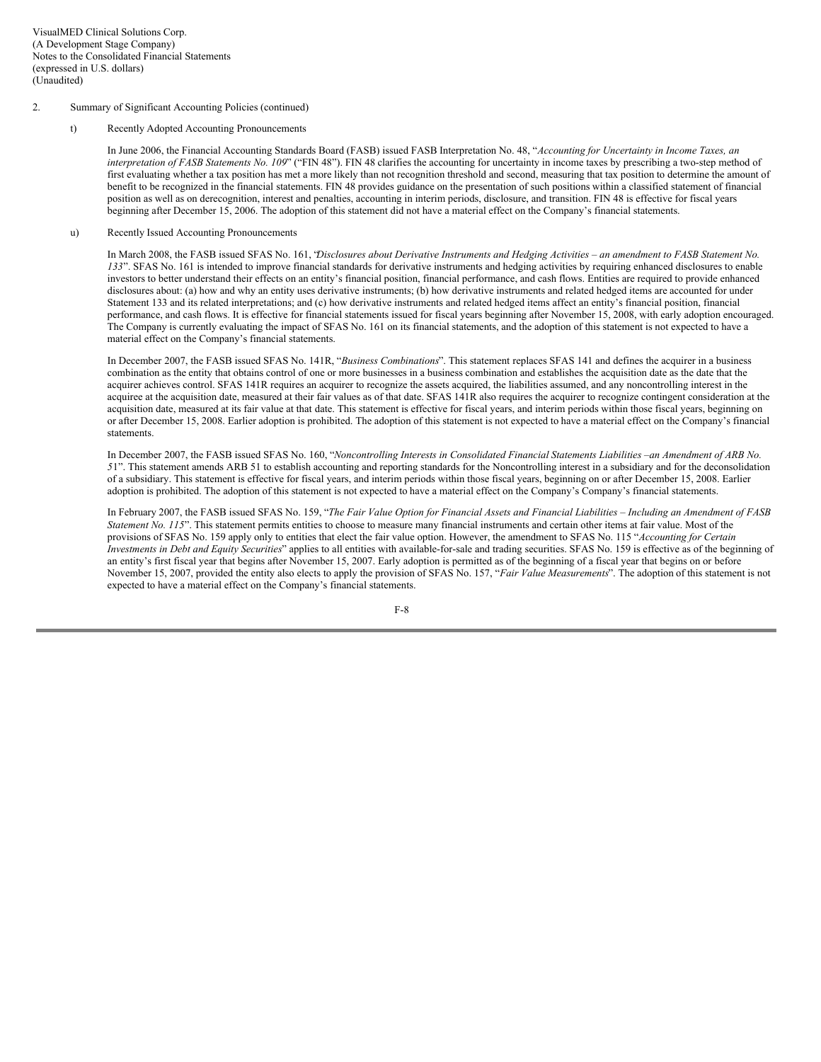VisualMED Clinical Solutions Corp.
(A Development Stage Company)
Notes to the Consolidated Financial Statements
(expressed in U.S. dollars)
(Unaudited)

2. Summary of Significant Accounting Policies (continued)

t) Recently Adopted Accounting Pronouncements

In June 2006, the Financial Accounting Standards Board (FASB) issued FASB Interpretation No. 48, "*Accounting for Uncertainty in Income Taxes, an interpretation of FASB Statements No. 109*" ("FIN 48"). FIN 48 clarifies the accounting for uncertainty in income taxes by prescribing a two-step method of first evaluating whether a tax position has met a more likely than not recognition threshold and second, measuring that tax position to determine the amount of benefit to be recognized in the financial statements. FIN 48 provides guidance on the presentation of such positions within a classified statement of financial position as well as on derecognition, interest and penalties, accounting in interim periods, disclosure, and transition. FIN 48 is effective for fiscal years beginning after December 15, 2006. The adoption of this statement did not have a material effect on the Company's financial statements.

u) Recently Issued Accounting Pronouncements

In March 2008, the FASB issued SFAS No. 161, "*Disclosures about Derivative Instruments and Hedging Activities – an amendment to FASB Statement No. 133*". SFAS No. 161 is intended to improve financial standards for derivative instruments and hedging activities by requiring enhanced disclosures to enable investors to better understand their effects on an entity's financial position, financial performance, and cash flows. Entities are required to provide enhanced disclosures about: (a) how and why an entity uses derivative instruments; (b) how derivative instruments and related hedged items are accounted for under Statement 133 and its related interpretations; and (c) how derivative instruments and related hedged items affect an entity's financial position, financial performance, and cash flows. It is effective for financial statements issued for fiscal years beginning after November 15, 2008, with early adoption encouraged. The Company is currently evaluating the impact of SFAS No. 161 on its financial statements, and the adoption of this statement is not expected to have a material effect on the Company's financial statements.

In December 2007, the FASB issued SFAS No. 141R, "*Business Combinations*". This statement replaces SFAS 141 and defines the acquirer in a business combination as the entity that obtains control of one or more businesses in a business combination and establishes the acquisition date as the date that the acquirer achieves control. SFAS 141R requires an acquirer to recognize the assets acquired, the liabilities assumed, and any noncontrolling interest in the acquiree at the acquisition date, measured at their fair values as of that date. SFAS 141R also requires the acquirer to recognize contingent consideration at the acquisition date, measured at its fair value at that date. This statement is effective for fiscal years, and interim periods within those fiscal years, beginning on or after December 15, 2008. Earlier adoption is prohibited. The adoption of this statement is not expected to have a material effect on the Company's financial statements.

In December 2007, the FASB issued SFAS No. 160, "*Noncontrolling Interests in Consolidated Financial Statements Liabilities –an Amendment of ARB No. 51*". This statement amends ARB 51 to establish accounting and reporting standards for the Noncontrolling interest in a subsidiary and for the deconsolidation of a subsidiary. This statement is effective for fiscal years, and interim periods within those fiscal years, beginning on or after December 15, 2008. Earlier adoption is prohibited. The adoption of this statement is not expected to have a material effect on the Company's Company's financial statements.

In February 2007, the FASB issued SFAS No. 159, "*The Fair Value Option for Financial Assets and Financial Liabilities – Including an Amendment of FASB Statement No. 115*". This statement permits entities to choose to measure many financial instruments and certain other items at fair value. Most of the provisions of SFAS No. 159 apply only to entities that elect the fair value option. However, the amendment to SFAS No. 115 "*Accounting for Certain Investments in Debt and Equity Securities*" applies to all entities with available-for-sale and trading securities. SFAS No. 159 is effective as of the beginning of an entity's first fiscal year that begins after November 15, 2007. Early adoption is permitted as of the beginning of a fiscal year that begins on or before November 15, 2007, provided the entity also elects to apply the provision of SFAS No. 157, "*Fair Value Measurements*". The adoption of this statement is not expected to have a material effect on the Company's financial statements.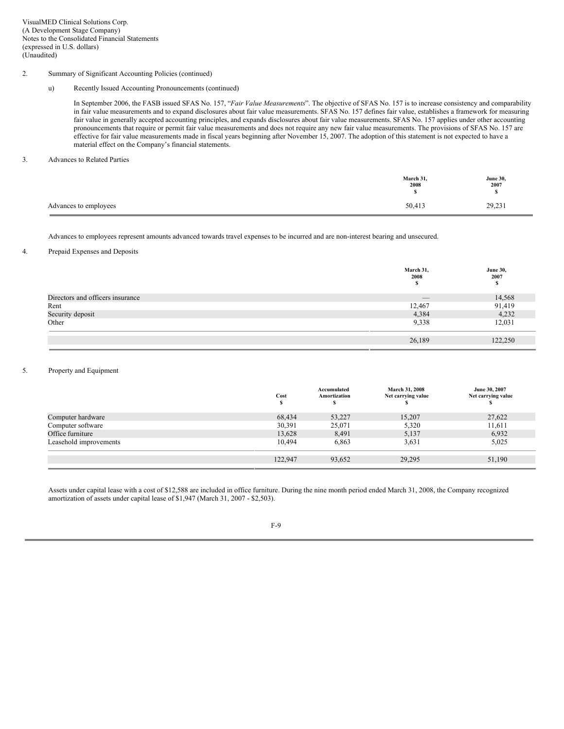VisualMED Clinical Solutions Corp.
(A Development Stage Company)
Notes to the Consolidated Financial Statements
(expressed in U.S. dollars)
(Unaudited)

2. Summary of Significant Accounting Policies (continued)

u) Recently Issued Accounting Pronouncements (continued)

In September 2006, the FASB issued SFAS No. 157, "*Fair Value Measurements*". The objective of SFAS No. 157 is to increase consistency and comparability in fair value measurements and to expand disclosures about fair value measurements. SFAS No. 157 defines fair value, establishes a framework for measuring fair value in generally accepted accounting principles, and expands disclosures about fair value measurements. SFAS No. 157 applies under other accounting pronouncements that require or permit fair value measurements and does not require any new fair value measurements. The provisions of SFAS No. 157 are effective for fair value measurements made in fiscal years beginning after November 15, 2007. The adoption of this statement is not expected to have a material effect on the Company's financial statements.

3. Advances to Related Parties

| | March 31, 2008 $ | June 30, 2007 $ |
|---|---|---|
| Advances to employees | 50,413 | 29,231 |

Advances to employees represent amounts advanced towards travel expenses to be incurred and are non-interest bearing and unsecured.

4. Prepaid Expenses and Deposits

| | March 31, 2008 $ | June 30, 2007 $ |
|---|---|---|
| Directors and officers insurance | — | 14,568 |
| Rent | 12,467 | 91,419 |
| Security deposit | 4,384 | 4,232 |
| Other | 9,338 | 12,031 |
| | 26,189 | 122,250 |

5. Property and Equipment

| | Cost $ | Accumulated Amortization $ | March 31, 2008 Net carrying value $ | June 30, 2007 Net carrying value $ |
|---|---|---|---|---|
| Computer hardware | 68,434 | 53,227 | 15,207 | 27,622 |
| Computer software | 30,391 | 25,071 | 5,320 | 11,611 |
| Office furniture | 13,628 | 8,491 | 5,137 | 6,932 |
| Leasehold improvements | 10,494 | 6,863 | 3,631 | 5,025 |
| | 122,947 | 93,652 | 29,295 | 51,190 |

Assets under capital lease with a cost of $12,588 are included in office furniture. During the nine month period ended March 31, 2008, the Company recognized amortization of assets under capital lease of $1,947 (March 31, 2007 - $2,503).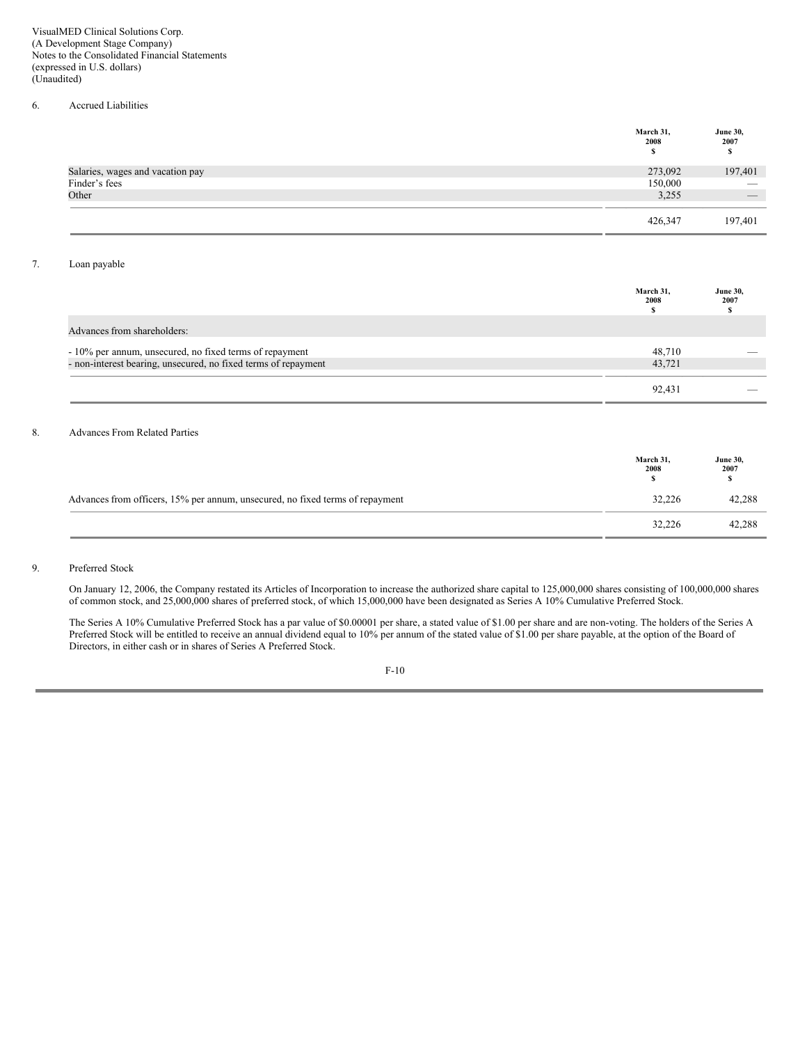VisualMED Clinical Solutions Corp.
(A Development Stage Company)
Notes to the Consolidated Financial Statements
(expressed in U.S. dollars)
(Unaudited)

## 6. Accrued Liabilities

| | March 31, 2008 $ | June 30, 2007 $ |
|---|---|---|
| Salaries, wages and vacation pay | 273,092 | 197,401 |
| Finder's fees | 150,000 | — |
| Other | 3,255 | — |
| | 426,347 | 197,401 |

## 7. Loan payable

| | March 31, 2008 $ | June 30, 2007 $ |
|---|---|---|
| Advances from shareholders: | | |
| - 10% per annum, unsecured, no fixed terms of repayment | 48,710 | — |
| - non-interest bearing, unsecured, no fixed terms of repayment | 43,721 | |
| | 92,431 | — |

## 8. Advances From Related Parties

| | March 31, 2008 $ | June 30, 2007 $ |
|---|---|---|
| Advances from officers, 15% per annum, unsecured, no fixed terms of repayment | 32,226 | 42,288 |
| | 32,226 | 42,288 |

## 9. Preferred Stock

On January 12, 2006, the Company restated its Articles of Incorporation to increase the authorized share capital to 125,000,000 shares consisting of 100,000,000 shares of common stock, and 25,000,000 shares of preferred stock, of which 15,000,000 have been designated as Series A 10% Cumulative Preferred Stock.

The Series A 10% Cumulative Preferred Stock has a par value of $0.00001 per share, a stated value of $1.00 per share and are non-voting. The holders of the Series A Preferred Stock will be entitled to receive an annual dividend equal to 10% per annum of the stated value of $1.00 per share payable, at the option of the Board of Directors, in either cash or in shares of Series A Preferred Stock.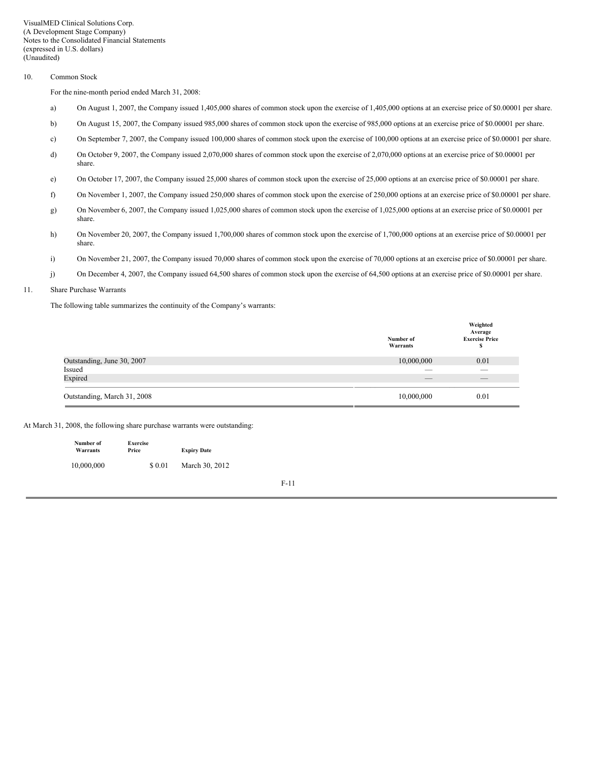VisualMED Clinical Solutions Corp.
(A Development Stage Company)
Notes to the Consolidated Financial Statements
(expressed in U.S. dollars)
(Unaudited)

10. Common Stock

For the nine-month period ended March 31, 2008:

a) On August 1, 2007, the Company issued 1,405,000 shares of common stock upon the exercise of 1,405,000 options at an exercise price of $0.00001 per share.

b) On August 15, 2007, the Company issued 985,000 shares of common stock upon the exercise of 985,000 options at an exercise price of $0.00001 per share.

c) On September 7, 2007, the Company issued 100,000 shares of common stock upon the exercise of 100,000 options at an exercise price of $0.00001 per share.

d) On October 9, 2007, the Company issued 2,070,000 shares of common stock upon the exercise of 2,070,000 options at an exercise price of $0.00001 per share.

e) On October 17, 2007, the Company issued 25,000 shares of common stock upon the exercise of 25,000 options at an exercise price of $0.00001 per share.

f) On November 1, 2007, the Company issued 250,000 shares of common stock upon the exercise of 250,000 options at an exercise price of $0.00001 per share.

g) On November 6, 2007, the Company issued 1,025,000 shares of common stock upon the exercise of 1,025,000 options at an exercise price of $0.00001 per share.

h) On November 20, 2007, the Company issued 1,700,000 shares of common stock upon the exercise of 1,700,000 options at an exercise price of $0.00001 per share.

i) On November 21, 2007, the Company issued 70,000 shares of common stock upon the exercise of 70,000 options at an exercise price of $0.00001 per share.

j) On December 4, 2007, the Company issued 64,500 shares of common stock upon the exercise of 64,500 options at an exercise price of $0.00001 per share.

11. Share Purchase Warrants

The following table summarizes the continuity of the Company's warrants:

| | Number of Warrants | Weighted Average Exercise Price $ |
|---|---|---|
| Outstanding, June 30, 2007 | 10,000,000 | 0.01 |
| Issued | — | — |
| Expired | — | — |
| Outstanding, March 31, 2008 | 10,000,000 | 0.01 |

At March 31, 2008, the following share purchase warrants were outstanding:

| Number of Warrants | Exercise Price | Expiry Date |
|---|---|---|
| 10,000,000 | $ 0.01 | March 30, 2012 |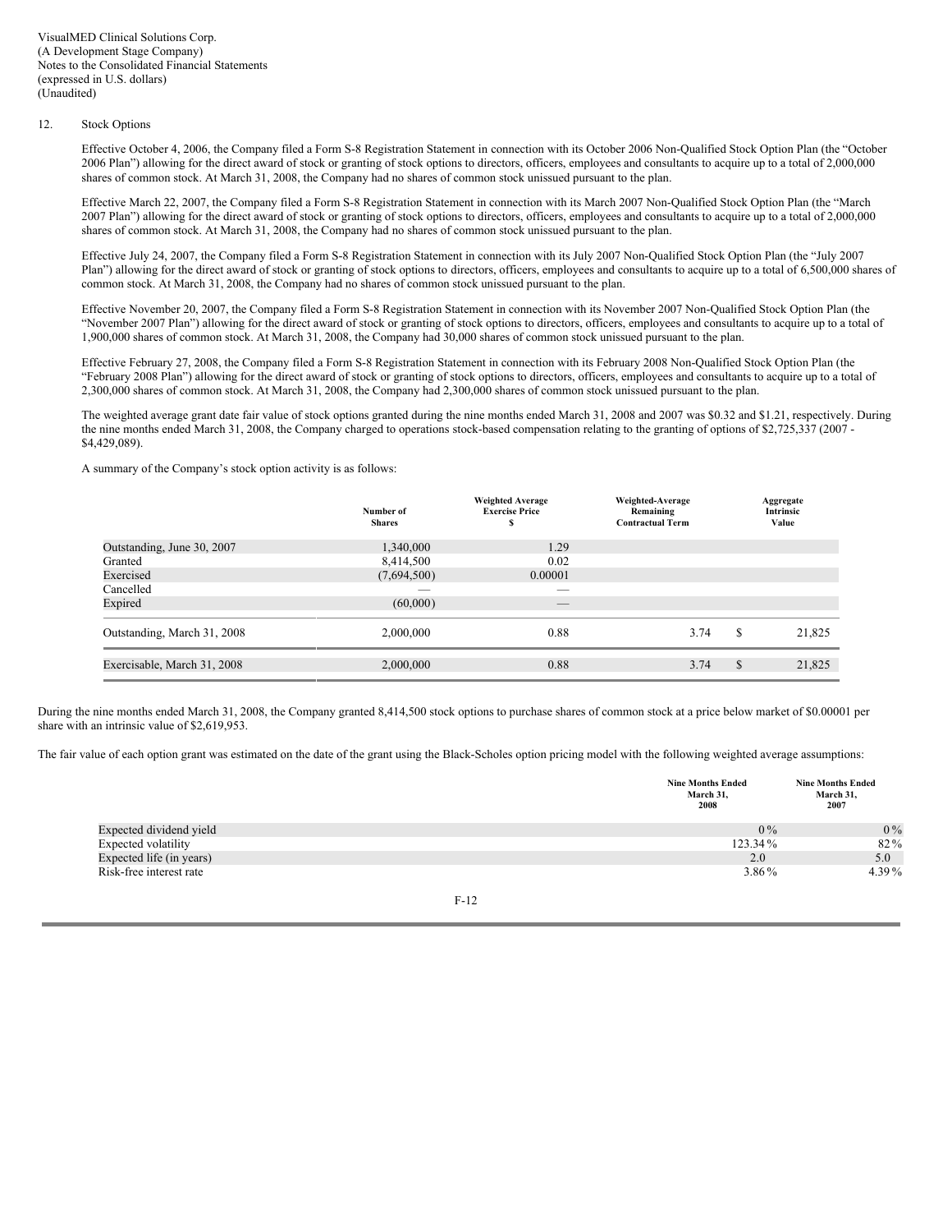VisualMED Clinical Solutions Corp.
(A Development Stage Company)
Notes to the Consolidated Financial Statements
(expressed in U.S. dollars)
(Unaudited)

12. Stock Options

Effective October 4, 2006, the Company filed a Form S-8 Registration Statement in connection with its October 2006 Non-Qualified Stock Option Plan (the "October 2006 Plan") allowing for the direct award of stock or granting of stock options to directors, officers, employees and consultants to acquire up to a total of 2,000,000 shares of common stock. At March 31, 2008, the Company had no shares of common stock unissued pursuant to the plan.

Effective March 22, 2007, the Company filed a Form S-8 Registration Statement in connection with its March 2007 Non-Qualified Stock Option Plan (the "March 2007 Plan") allowing for the direct award of stock or granting of stock options to directors, officers, employees and consultants to acquire up to a total of 2,000,000 shares of common stock. At March 31, 2008, the Company had no shares of common stock unissued pursuant to the plan.

Effective July 24, 2007, the Company filed a Form S-8 Registration Statement in connection with its July 2007 Non-Qualified Stock Option Plan (the "July 2007 Plan") allowing for the direct award of stock or granting of stock options to directors, officers, employees and consultants to acquire up to a total of 6,500,000 shares of common stock. At March 31, 2008, the Company had no shares of common stock unissued pursuant to the plan.

Effective November 20, 2007, the Company filed a Form S-8 Registration Statement in connection with its November 2007 Non-Qualified Stock Option Plan (the "November 2007 Plan") allowing for the direct award of stock or granting of stock options to directors, officers, employees and consultants to acquire up to a total of 1,900,000 shares of common stock. At March 31, 2008, the Company had 30,000 shares of common stock unissued pursuant to the plan.

Effective February 27, 2008, the Company filed a Form S-8 Registration Statement in connection with its February 2008 Non-Qualified Stock Option Plan (the "February 2008 Plan") allowing for the direct award of stock or granting of stock options to directors, officers, employees and consultants to acquire up to a total of 2,300,000 shares of common stock. At March 31, 2008, the Company had 2,300,000 shares of common stock unissued pursuant to the plan.

The weighted average grant date fair value of stock options granted during the nine months ended March 31, 2008 and 2007 was $0.32 and $1.21, respectively. During the nine months ended March 31, 2008, the Company charged to operations stock-based compensation relating to the granting of options of $2,725,337 (2007 - $4,429,089).

A summary of the Company's stock option activity is as follows:

| | Number of Shares | Weighted Average Exercise Price $ | Weighted-Average Remaining Contractual Term | Aggregate Intrinsic Value |
|---|---|---|---|---|
| Outstanding, June 30, 2007 | 1,340,000 | 1.29 | | |
| Granted | 8,414,500 | 0.02 | | |
| Exercised | (7,694,500) | 0.00001 | | |
| Cancelled | — | — | | |
| Expired | (60,000) | — | | |
| Outstanding, March 31, 2008 | 2,000,000 | 0.88 | 3.74 | $ 21,825 |
| Exercisable, March 31, 2008 | 2,000,000 | 0.88 | 3.74 | $ 21,825 |

During the nine months ended March 31, 2008, the Company granted 8,414,500 stock options to purchase shares of common stock at a price below market of $0.00001 per share with an intrinsic value of $2,619,953.

The fair value of each option grant was estimated on the date of the grant using the Black-Scholes option pricing model with the following weighted average assumptions:

| | Nine Months Ended March 31, 2008 | Nine Months Ended March 31, 2007 |
|---|---|---|
| Expected dividend yield | 0% | 0% |
| Expected volatility | 123.34% | 82% |
| Expected life (in years) | 2.0 | 5.0 |
| Risk-free interest rate | 3.86% | 4.39% |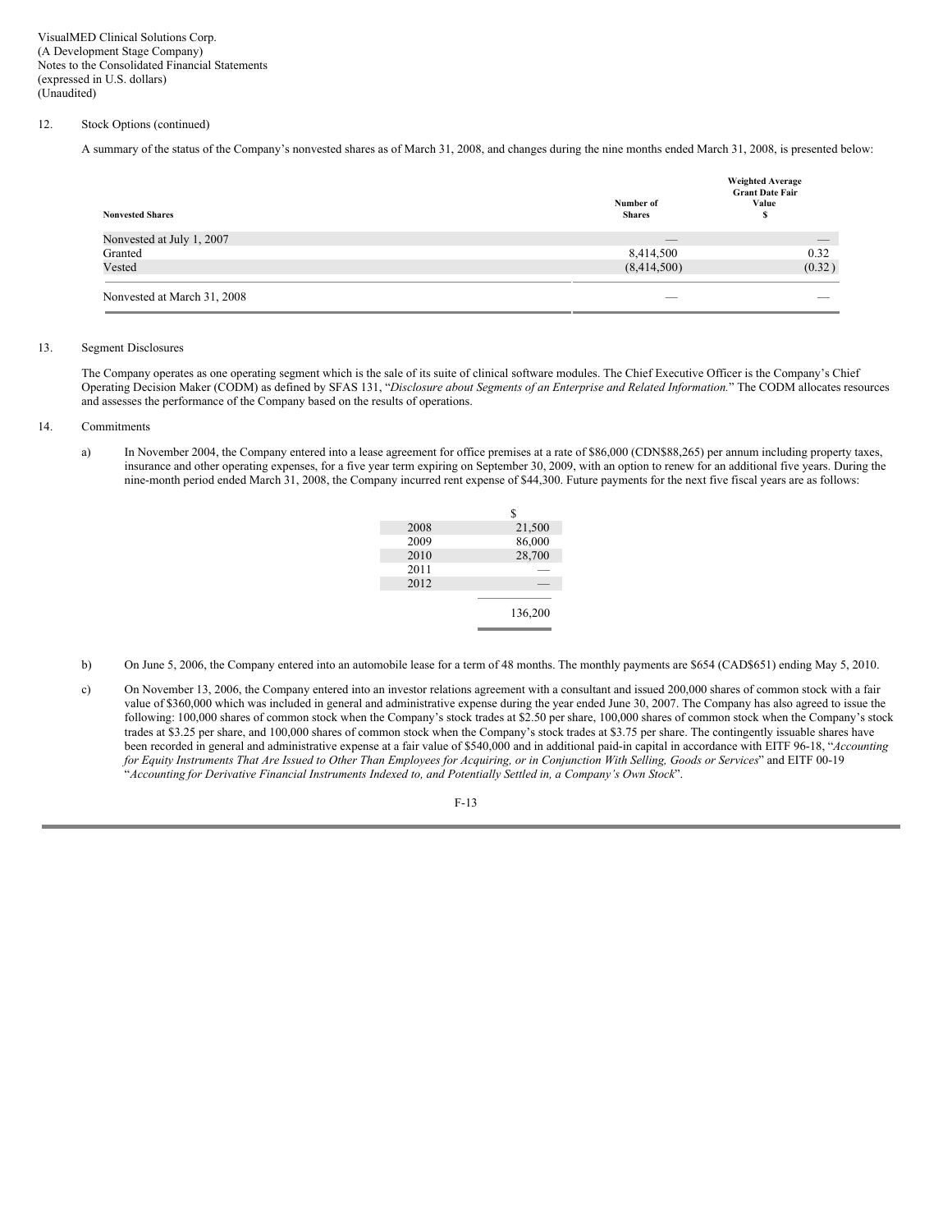VisualMED Clinical Solutions Corp.
(A Development Stage Company)
Notes to the Consolidated Financial Statements
(expressed in U.S. dollars)
(Unaudited)

12. Stock Options (continued)

A summary of the status of the Company's nonvested shares as of March 31, 2008, and changes during the nine months ended March 31, 2008, is presented below:

| Nonvested Shares | Number of Shares | Weighted Average Grant Date Fair Value $ |
|---|---|---|
| Nonvested at July 1, 2007 | — | — |
| Granted | 8,414,500 | 0.32 |
| Vested | (8,414,500) | (0.32) |
| Nonvested at March 31, 2008 | — | — |

13. Segment Disclosures

The Company operates as one operating segment which is the sale of its suite of clinical software modules. The Chief Executive Officer is the Company's Chief Operating Decision Maker (CODM) as defined by SFAS 131, "*Disclosure about Segments of an Enterprise and Related Information.*" The CODM allocates resources and assesses the performance of the Company based on the results of operations.

14. Commitments

a) In November 2004, the Company entered into a lease agreement for office premises at a rate of $86,000 (CDN$88,265) per annum including property taxes, insurance and other operating expenses, for a five year term expiring on September 30, 2009, with an option to renew for an additional five years. During the nine-month period ended March 31, 2008, the Company incurred rent expense of $44,300. Future payments for the next five fiscal years are as follows:

| | $ |
|---|---|
| 2008 | 21,500 |
| 2009 | 86,000 |
| 2010 | 28,700 |
| 2011 | — |
| 2012 | — |
| | 136,200 |

b) On June 5, 2006, the Company entered into an automobile lease for a term of 48 months. The monthly payments are $654 (CAD$651) ending May 5, 2010.

c) On November 13, 2006, the Company entered into an investor relations agreement with a consultant and issued 200,000 shares of common stock with a fair value of $360,000 which was included in general and administrative expense during the year ended June 30, 2007. The Company has also agreed to issue the following: 100,000 shares of common stock when the Company's stock trades at $2.50 per share, 100,000 shares of common stock when the Company's stock trades at $3.25 per share, and 100,000 shares of common stock when the Company's stock trades at $3.75 per share. The contingently issuable shares have been recorded in general and administrative expense at a fair value of $540,000 and in additional paid-in capital in accordance with EITF 96-18, "*Accounting for Equity Instruments That Are Issued to Other Than Employees for Acquiring, or in Conjunction With Selling, Goods or Services*" and EITF 00-19 "*Accounting for Derivative Financial Instruments Indexed to, and Potentially Settled in, a Company's Own Stock*".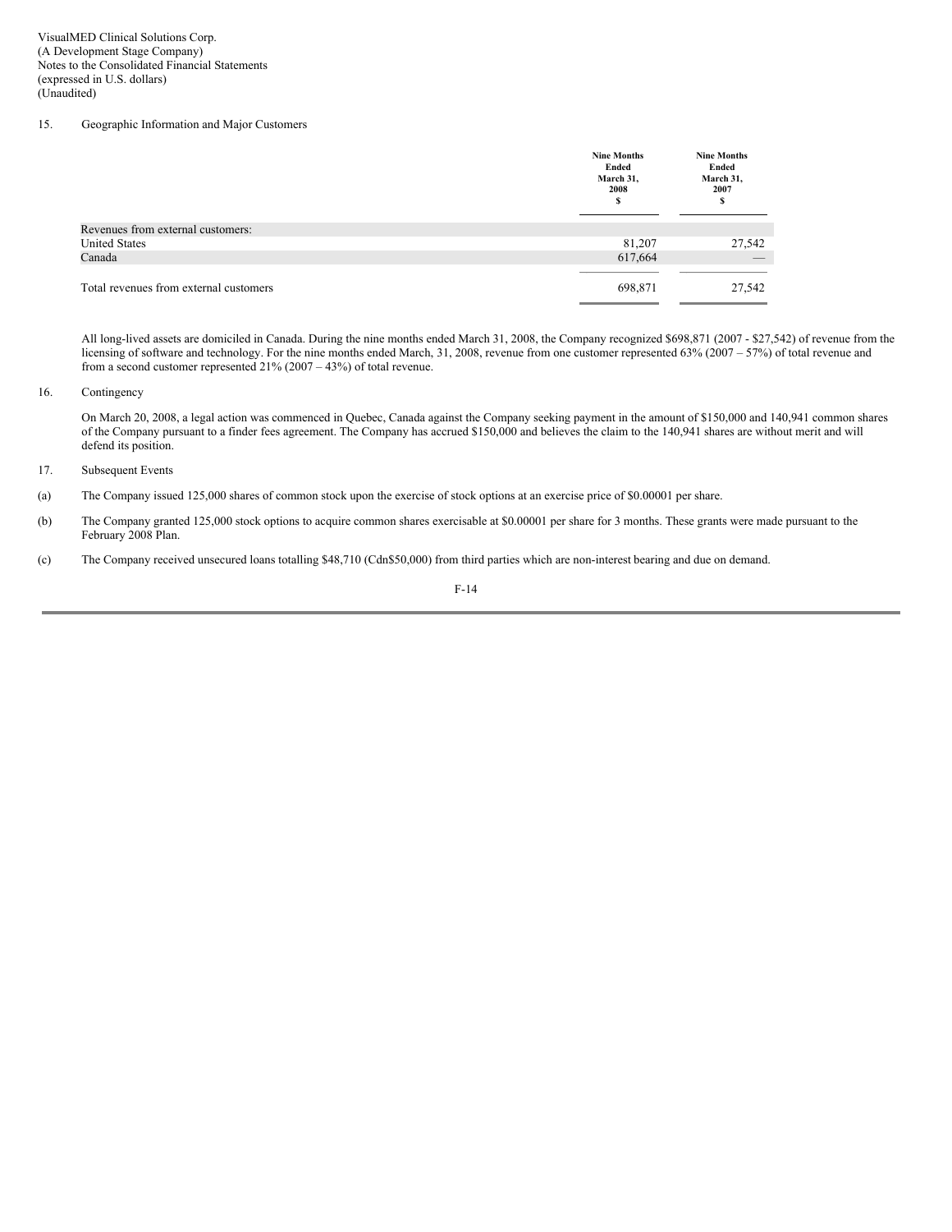VisualMED Clinical Solutions Corp.
(A Development Stage Company)
Notes to the Consolidated Financial Statements
(expressed in U.S. dollars)
(Unaudited)

15. Geographic Information and Major Customers

| | Nine Months Ended March 31, 2008 $ | Nine Months Ended March 31, 2007 $ |
|---|---|---|
| Revenues from external customers: | | |
| United States | 81,207 | 27,542 |
| Canada | 617,664 | — |
| Total revenues from external customers | 698,871 | 27,542 |

All long-lived assets are domiciled in Canada. During the nine months ended March 31, 2008, the Company recognized $698,871 (2007 - $27,542) of revenue from the licensing of software and technology. For the nine months ended March, 31, 2008, revenue from one customer represented 63% (2007 – 57%) of total revenue and from a second customer represented 21% (2007 – 43%) of total revenue.

16. Contingency

On March 20, 2008, a legal action was commenced in Quebec, Canada against the Company seeking payment in the amount of $150,000 and 140,941 common shares of the Company pursuant to a finder fees agreement. The Company has accrued $150,000 and believes the claim to the 140,941 shares are without merit and will defend its position.

17. Subsequent Events

(a) The Company issued 125,000 shares of common stock upon the exercise of stock options at an exercise price of $0.00001 per share.

(b) The Company granted 125,000 stock options to acquire common shares exercisable at $0.00001 per share for 3 months. These grants were made pursuant to the February 2008 Plan.

(c) The Company received unsecured loans totalling $48,710 (Cdn$50,000) from third parties which are non-interest bearing and due on demand.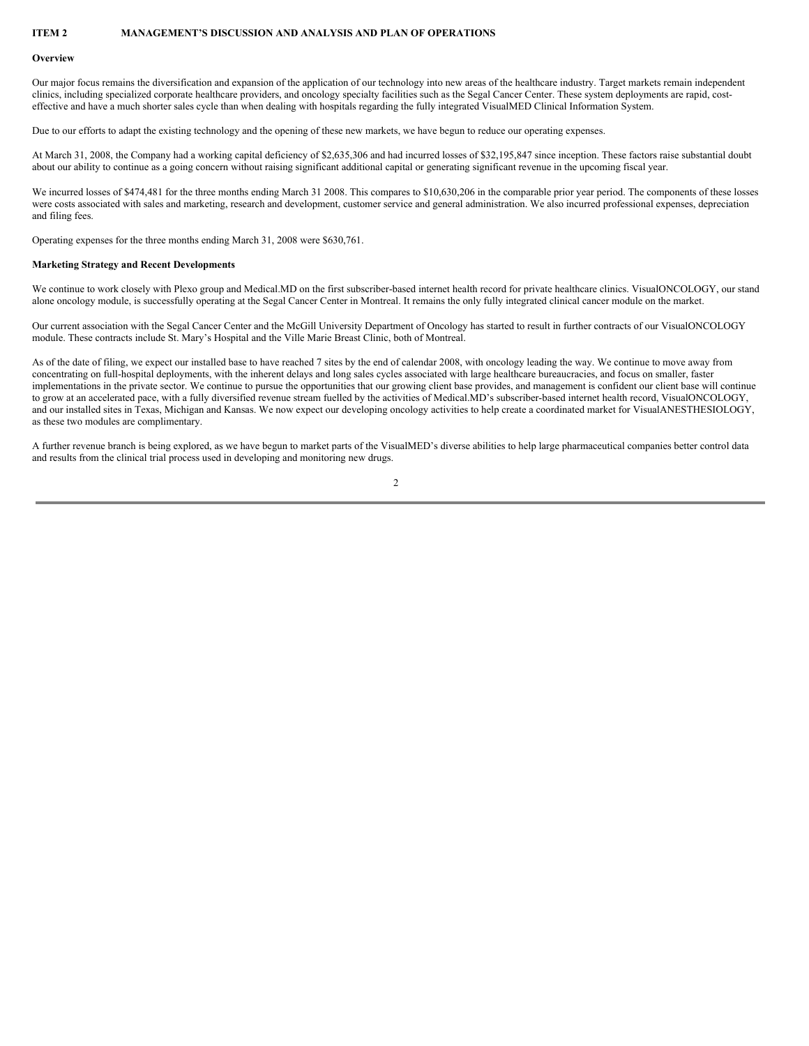## ITEM 2 MANAGEMENT'S DISCUSSION AND ANALYSIS AND PLAN OF OPERATIONS

### Overview

Our major focus remains the diversification and expansion of the application of our technology into new areas of the healthcare industry. Target markets remain independent clinics, including specialized corporate healthcare providers, and oncology specialty facilities such as the Segal Cancer Center. These system deployments are rapid, cost-effective and have a much shorter sales cycle than when dealing with hospitals regarding the fully integrated VisualMED Clinical Information System.

Due to our efforts to adapt the existing technology and the opening of these new markets, we have begun to reduce our operating expenses.

At March 31, 2008, the Company had a working capital deficiency of $2,635,306 and had incurred losses of $32,195,847 since inception. These factors raise substantial doubt about our ability to continue as a going concern without raising significant additional capital or generating significant revenue in the upcoming fiscal year.

We incurred losses of $474,481 for the three months ending March 31 2008. This compares to $10,630,206 in the comparable prior year period. The components of these losses were costs associated with sales and marketing, research and development, customer service and general administration. We also incurred professional expenses, depreciation and filing fees.

Operating expenses for the three months ending March 31, 2008 were $630,761.

### Marketing Strategy and Recent Developments

We continue to work closely with Plexo group and Medical.MD on the first subscriber-based internet health record for private healthcare clinics. VisualONCOLOGY, our stand alone oncology module, is successfully operating at the Segal Cancer Center in Montreal. It remains the only fully integrated clinical cancer module on the market.

Our current association with the Segal Cancer Center and the McGill University Department of Oncology has started to result in further contracts of our VisualONCOLOGY module. These contracts include St. Mary's Hospital and the Ville Marie Breast Clinic, both of Montreal.

As of the date of filing, we expect our installed base to have reached 7 sites by the end of calendar 2008, with oncology leading the way. We continue to move away from concentrating on full-hospital deployments, with the inherent delays and long sales cycles associated with large healthcare bureaucracies, and focus on smaller, faster implementations in the private sector. We continue to pursue the opportunities that our growing client base provides, and management is confident our client base will continue to grow at an accelerated pace, with a fully diversified revenue stream fuelled by the activities of Medical.MD's subscriber-based internet health record, VisualONCOLOGY, and our installed sites in Texas, Michigan and Kansas. We now expect our developing oncology activities to help create a coordinated market for VisualANESTHESIOLOGY, as these two modules are complimentary.

A further revenue branch is being explored, as we have begun to market parts of the VisualMED's diverse abilities to help large pharmaceutical companies better control data and results from the clinical trial process used in developing and monitoring new drugs.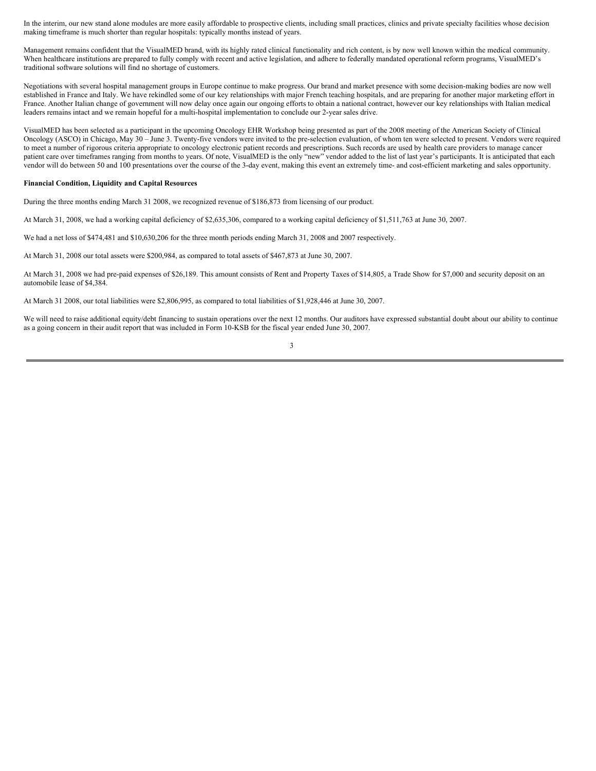In the interim, our new stand alone modules are more easily affordable to prospective clients, including small practices, clinics and private specialty facilities whose decision making timeframe is much shorter than regular hospitals: typically months instead of years.

Management remains confident that the VisualMED brand, with its highly rated clinical functionality and rich content, is by now well known within the medical community. When healthcare institutions are prepared to fully comply with recent and active legislation, and adhere to federally mandated operational reform programs, VisualMED's traditional software solutions will find no shortage of customers.

Negotiations with several hospital management groups in Europe continue to make progress. Our brand and market presence with some decision-making bodies are now well established in France and Italy. We have rekindled some of our key relationships with major French teaching hospitals, and are preparing for another major marketing effort in France. Another Italian change of government will now delay once again our ongoing efforts to obtain a national contract, however our key relationships with Italian medical leaders remains intact and we remain hopeful for a multi-hospital implementation to conclude our 2-year sales drive.

VisualMED has been selected as a participant in the upcoming Oncology EHR Workshop being presented as part of the 2008 meeting of the American Society of Clinical Oncology (ASCO) in Chicago, May 30 – June 3. Twenty-five vendors were invited to the pre-selection evaluation, of whom ten were selected to present. Vendors were required to meet a number of rigorous criteria appropriate to oncology electronic patient records and prescriptions. Such records are used by health care providers to manage cancer patient care over timeframes ranging from months to years. Of note, VisualMED is the only "new" vendor added to the list of last year's participants. It is anticipated that each vendor will do between 50 and 100 presentations over the course of the 3-day event, making this event an extremely time- and cost-efficient marketing and sales opportunity.

**Financial Condition, Liquidity and Capital Resources**

During the three months ending March 31 2008, we recognized revenue of $186,873 from licensing of our product.

At March 31, 2008, we had a working capital deficiency of $2,635,306, compared to a working capital deficiency of $1,511,763 at June 30, 2007.

We had a net loss of $474,481 and $10,630,206 for the three month periods ending March 31, 2008 and 2007 respectively.

At March 31, 2008 our total assets were $200,984, as compared to total assets of $467,873 at June 30, 2007.

At March 31, 2008 we had pre-paid expenses of $26,189. This amount consists of Rent and Property Taxes of $14,805, a Trade Show for $7,000 and security deposit on an automobile lease of $4,384.

At March 31 2008, our total liabilities were $2,806,995, as compared to total liabilities of $1,928,446 at June 30, 2007.

We will need to raise additional equity/debt financing to sustain operations over the next 12 months. Our auditors have expressed substantial doubt about our ability to continue as a going concern in their audit report that was included in Form 10-KSB for the fiscal year ended June 30, 2007.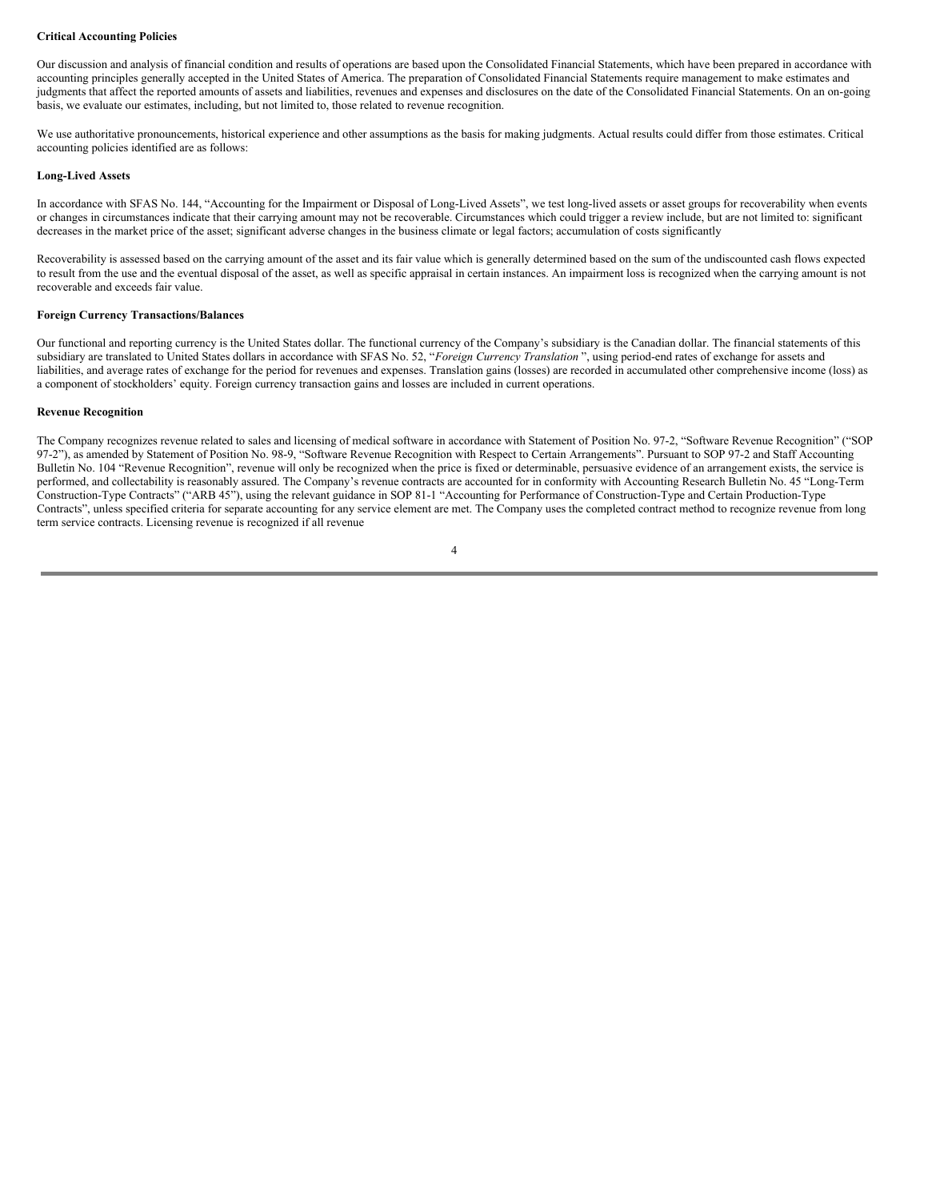**Critical Accounting Policies**

Our discussion and analysis of financial condition and results of operations are based upon the Consolidated Financial Statements, which have been prepared in accordance with accounting principles generally accepted in the United States of America. The preparation of Consolidated Financial Statements require management to make estimates and judgments that affect the reported amounts of assets and liabilities, revenues and expenses and disclosures on the date of the Consolidated Financial Statements. On an on-going basis, we evaluate our estimates, including, but not limited to, those related to revenue recognition.

We use authoritative pronouncements, historical experience and other assumptions as the basis for making judgments. Actual results could differ from those estimates. Critical accounting policies identified are as follows:

**Long-Lived Assets**

In accordance with SFAS No. 144, "Accounting for the Impairment or Disposal of Long-Lived Assets", we test long-lived assets or asset groups for recoverability when events or changes in circumstances indicate that their carrying amount may not be recoverable. Circumstances which could trigger a review include, but are not limited to: significant decreases in the market price of the asset; significant adverse changes in the business climate or legal factors; accumulation of costs significantly

Recoverability is assessed based on the carrying amount of the asset and its fair value which is generally determined based on the sum of the undiscounted cash flows expected to result from the use and the eventual disposal of the asset, as well as specific appraisal in certain instances. An impairment loss is recognized when the carrying amount is not recoverable and exceeds fair value.

**Foreign Currency Transactions/Balances**

Our functional and reporting currency is the United States dollar. The functional currency of the Company's subsidiary is the Canadian dollar. The financial statements of this subsidiary are translated to United States dollars in accordance with SFAS No. 52, "*Foreign Currency Translation* ", using period-end rates of exchange for assets and liabilities, and average rates of exchange for the period for revenues and expenses. Translation gains (losses) are recorded in accumulated other comprehensive income (loss) as a component of stockholders' equity. Foreign currency transaction gains and losses are included in current operations.

**Revenue Recognition**

The Company recognizes revenue related to sales and licensing of medical software in accordance with Statement of Position No. 97-2, "Software Revenue Recognition" ("SOP 97-2"), as amended by Statement of Position No. 98-9, "Software Revenue Recognition with Respect to Certain Arrangements". Pursuant to SOP 97-2 and Staff Accounting Bulletin No. 104 "Revenue Recognition", revenue will only be recognized when the price is fixed or determinable, persuasive evidence of an arrangement exists, the service is performed, and collectability is reasonably assured. The Company's revenue contracts are accounted for in conformity with Accounting Research Bulletin No. 45 "Long-Term Construction-Type Contracts" ("ARB 45"), using the relevant guidance in SOP 81-1 "Accounting for Performance of Construction-Type and Certain Production-Type Contracts", unless specified criteria for separate accounting for any service element are met. The Company uses the completed contract method to recognize revenue from long term service contracts. Licensing revenue is recognized if all revenue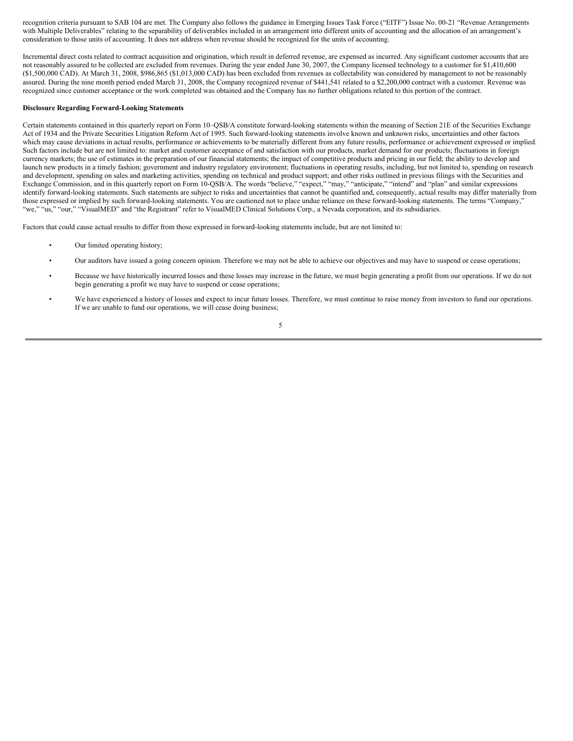recognition criteria pursuant to SAB 104 are met. The Company also follows the guidance in Emerging Issues Task Force ("EITF") Issue No. 00-21 "Revenue Arrangements with Multiple Deliverables" relating to the separability of deliverables included in an arrangement into different units of accounting and the allocation of an arrangement's consideration to those units of accounting. It does not address when revenue should be recognized for the units of accounting.

Incremental direct costs related to contract acquisition and origination, which result in deferred revenue, are expensed as incurred. Any significant customer accounts that are not reasonably assured to be collected are excluded from revenues. During the year ended June 30, 2007, the Company licensed technology to a customer for $1,410,600 ($1,500,000 CAD). At March 31, 2008, $986,865 ($1,013,000 CAD) has been excluded from revenues as collectability was considered by management to not be reasonably assured. During the nine month period ended March 31, 2008, the Company recognized revenue of $441,541 related to a $2,200,000 contract with a customer. Revenue was recognized since customer acceptance or the work completed was obtained and the Company has no further obligations related to this portion of the contract.

**Disclosure Regarding Forward-Looking Statements**

Certain statements contained in this quarterly report on Form 10–QSB/A constitute forward-looking statements within the meaning of Section 21E of the Securities Exchange Act of 1934 and the Private Securities Litigation Reform Act of 1995. Such forward-looking statements involve known and unknown risks, uncertainties and other factors which may cause deviations in actual results, performance or achievements to be materially different from any future results, performance or achievement expressed or implied. Such factors include but are not limited to: market and customer acceptance of and satisfaction with our products, market demand for our products; fluctuations in foreign currency markets; the use of estimates in the preparation of our financial statements; the impact of competitive products and pricing in our field; the ability to develop and launch new products in a timely fashion; government and industry regulatory environment; fluctuations in operating results, including, but not limited to, spending on research and development, spending on sales and marketing activities, spending on technical and product support; and other risks outlined in previous filings with the Securities and Exchange Commission, and in this quarterly report on Form 10-QSB/A. The words "believe," "expect," "may," "anticipate," "intend" and "plan" and similar expressions identify forward-looking statements. Such statements are subject to risks and uncertainties that cannot be quantified and, consequently, actual results may differ materially from those expressed or implied by such forward-looking statements. You are cautioned not to place undue reliance on these forward-looking statements. The terms "Company," "we," "us," "our," "VisualMED" and "the Registrant" refer to VisualMED Clinical Solutions Corp., a Nevada corporation, and its subsidiaries.

Factors that could cause actual results to differ from those expressed in forward-looking statements include, but are not limited to:

- Our limited operating history;
- Our auditors have issued a going concern opinion. Therefore we may not be able to achieve our objectives and may have to suspend or cease operations;
- Because we have historically incurred losses and these losses may increase in the future, we must begin generating a profit from our operations. If we do not begin generating a profit we may have to suspend or cease operations;
- We have experienced a history of losses and expect to incur future losses. Therefore, we must continue to raise money from investors to fund our operations. If we are unable to fund our operations, we will cease doing business;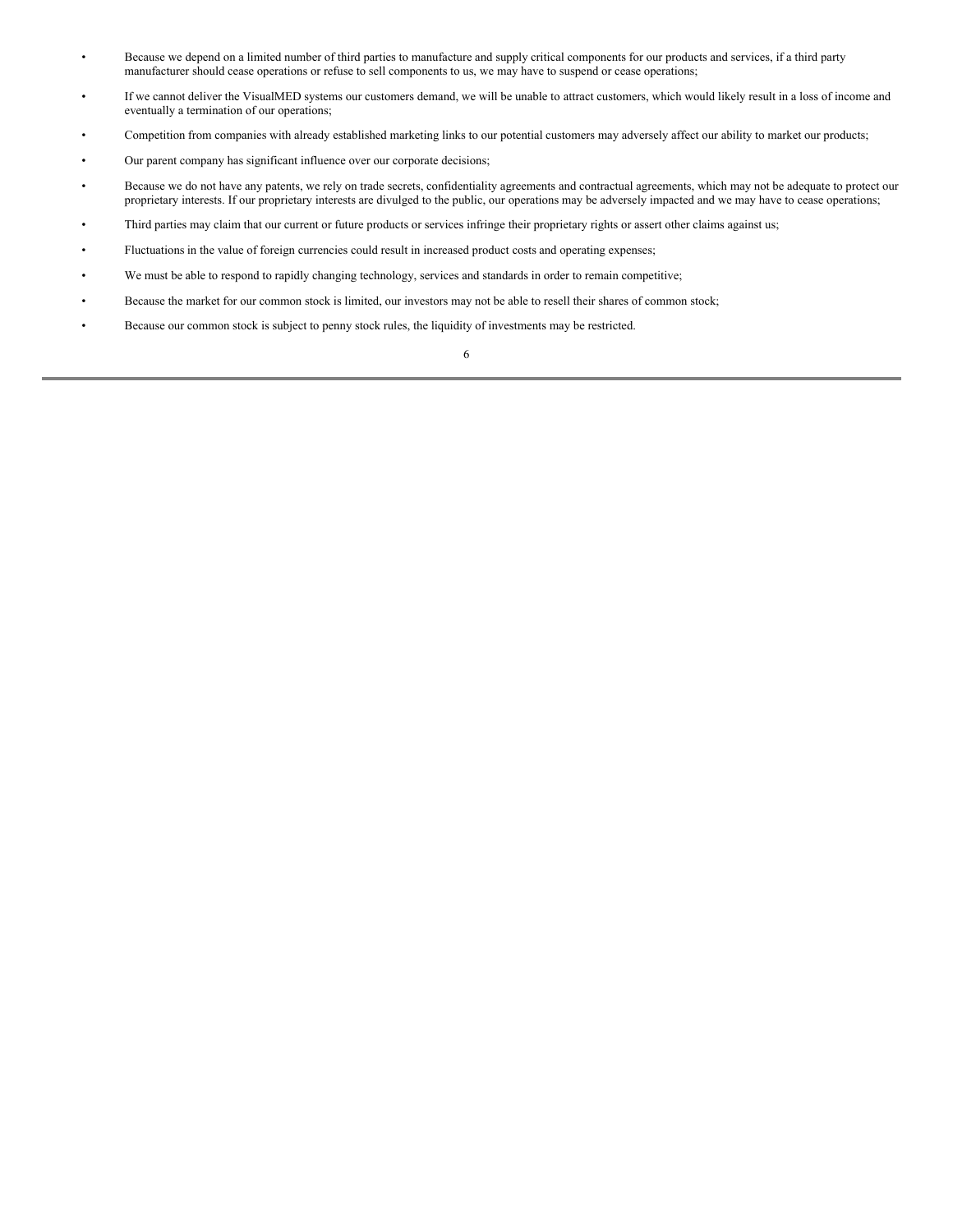- Because we depend on a limited number of third parties to manufacture and supply critical components for our products and services, if a third party manufacturer should cease operations or refuse to sell components to us, we may have to suspend or cease operations;
- If we cannot deliver the VisualMED systems our customers demand, we will be unable to attract customers, which would likely result in a loss of income and eventually a termination of our operations;
- Competition from companies with already established marketing links to our potential customers may adversely affect our ability to market our products;
- Our parent company has significant influence over our corporate decisions;
- Because we do not have any patents, we rely on trade secrets, confidentiality agreements and contractual agreements, which may not be adequate to protect our proprietary interests. If our proprietary interests are divulged to the public, our operations may be adversely impacted and we may have to cease operations;
- Third parties may claim that our current or future products or services infringe their proprietary rights or assert other claims against us;
- Fluctuations in the value of foreign currencies could result in increased product costs and operating expenses;
- We must be able to respond to rapidly changing technology, services and standards in order to remain competitive;
- Because the market for our common stock is limited, our investors may not be able to resell their shares of common stock;
- Because our common stock is subject to penny stock rules, the liquidity of investments may be restricted.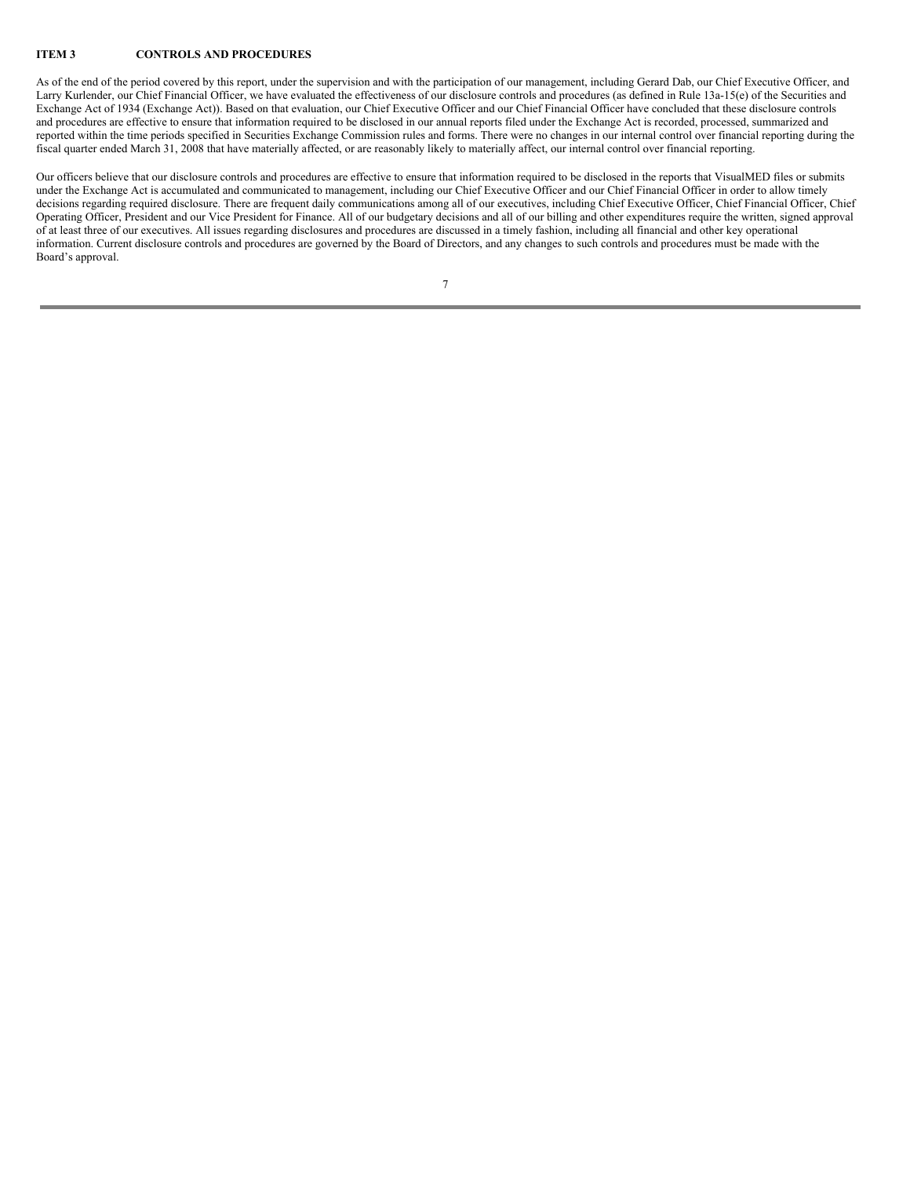## ITEM 3 CONTROLS AND PROCEDURES

As of the end of the period covered by this report, under the supervision and with the participation of our management, including Gerard Dab, our Chief Executive Officer, and Larry Kurlender, our Chief Financial Officer, we have evaluated the effectiveness of our disclosure controls and procedures (as defined in Rule 13a-15(e) of the Securities and Exchange Act of 1934 (Exchange Act)). Based on that evaluation, our Chief Executive Officer and our Chief Financial Officer have concluded that these disclosure controls and procedures are effective to ensure that information required to be disclosed in our annual reports filed under the Exchange Act is recorded, processed, summarized and reported within the time periods specified in Securities Exchange Commission rules and forms. There were no changes in our internal control over financial reporting during the fiscal quarter ended March 31, 2008 that have materially affected, or are reasonably likely to materially affect, our internal control over financial reporting.

Our officers believe that our disclosure controls and procedures are effective to ensure that information required to be disclosed in the reports that VisualMED files or submits under the Exchange Act is accumulated and communicated to management, including our Chief Executive Officer and our Chief Financial Officer in order to allow timely decisions regarding required disclosure. There are frequent daily communications among all of our executives, including Chief Executive Officer, Chief Financial Officer, Chief Operating Officer, President and our Vice President for Finance. All of our budgetary decisions and all of our billing and other expenditures require the written, signed approval of at least three of our executives. All issues regarding disclosures and procedures are discussed in a timely fashion, including all financial and other key operational information. Current disclosure controls and procedures are governed by the Board of Directors, and any changes to such controls and procedures must be made with the Board's approval.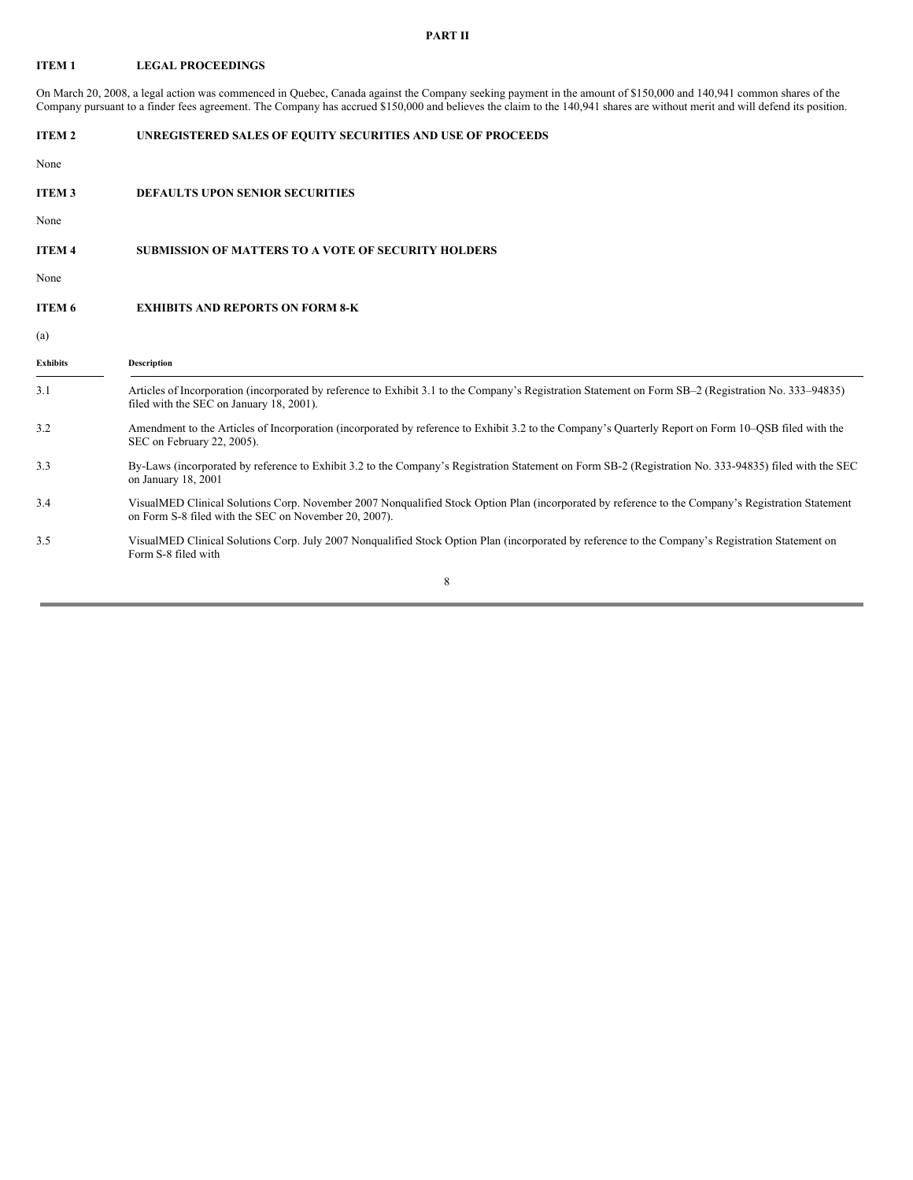**PART II**

**ITEM 1 LEGAL PROCEEDINGS**

On March 20, 2008, a legal action was commenced in Quebec, Canada against the Company seeking payment in the amount of $150,000 and 140,941 common shares of the Company pursuant to a finder fees agreement. The Company has accrued $150,000 and believes the claim to the 140,941 shares are without merit and will defend its position.

**ITEM 2 UNREGISTERED SALES OF EQUITY SECURITIES AND USE OF PROCEEDS**

None

**ITEM 3 DEFAULTS UPON SENIOR SECURITIES**

None

**ITEM 4 SUBMISSION OF MATTERS TO A VOTE OF SECURITY HOLDERS**

None

**ITEM 6 EXHIBITS AND REPORTS ON FORM 8-K**

(a)

| Exhibits | Description |
|---|---|
| 3.1 | Articles of Incorporation (incorporated by reference to Exhibit 3.1 to the Company's Registration Statement on Form SB–2 (Registration No. 333–94835) filed with the SEC on January 18, 2001). |
| 3.2 | Amendment to the Articles of Incorporation (incorporated by reference to Exhibit 3.2 to the Company's Quarterly Report on Form 10–QSB filed with the SEC on February 22, 2005). |
| 3.3 | By-Laws (incorporated by reference to Exhibit 3.2 to the Company's Registration Statement on Form SB-2 (Registration No. 333-94835) filed with the SEC on January 18, 2001 |
| 3.4 | VisualMED Clinical Solutions Corp. November 2007 Nonqualified Stock Option Plan (incorporated by reference to the Company's Registration Statement on Form S-8 filed with the SEC on November 20, 2007). |
| 3.5 | VisualMED Clinical Solutions Corp. July 2007 Nonqualified Stock Option Plan (incorporated by reference to the Company's Registration Statement on Form S-8 filed with |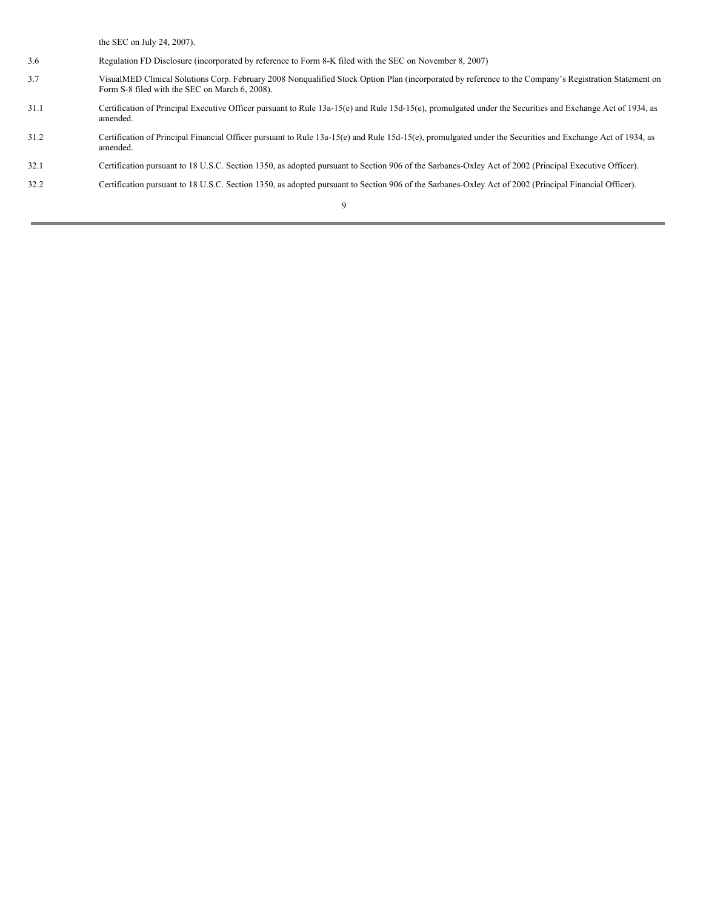| | |
|---|---|
| | the SEC on July 24, 2007). |
| 3.6 | Regulation FD Disclosure (incorporated by reference to Form 8-K filed with the SEC on November 8, 2007) |
| 3.7 | VisualMED Clinical Solutions Corp. February 2008 Nonqualified Stock Option Plan (incorporated by reference to the Company's Registration Statement on Form S-8 filed with the SEC on March 6, 2008). |
| 31.1 | Certification of Principal Executive Officer pursuant to Rule 13a-15(e) and Rule 15d-15(e), promulgated under the Securities and Exchange Act of 1934, as amended. |
| 31.2 | Certification of Principal Financial Officer pursuant to Rule 13a-15(e) and Rule 15d-15(e), promulgated under the Securities and Exchange Act of 1934, as amended. |
| 32.1 | Certification pursuant to 18 U.S.C. Section 1350, as adopted pursuant to Section 906 of the Sarbanes-Oxley Act of 2002 (Principal Executive Officer). |
| 32.2 | Certification pursuant to 18 U.S.C. Section 1350, as adopted pursuant to Section 906 of the Sarbanes-Oxley Act of 2002 (Principal Financial Officer). |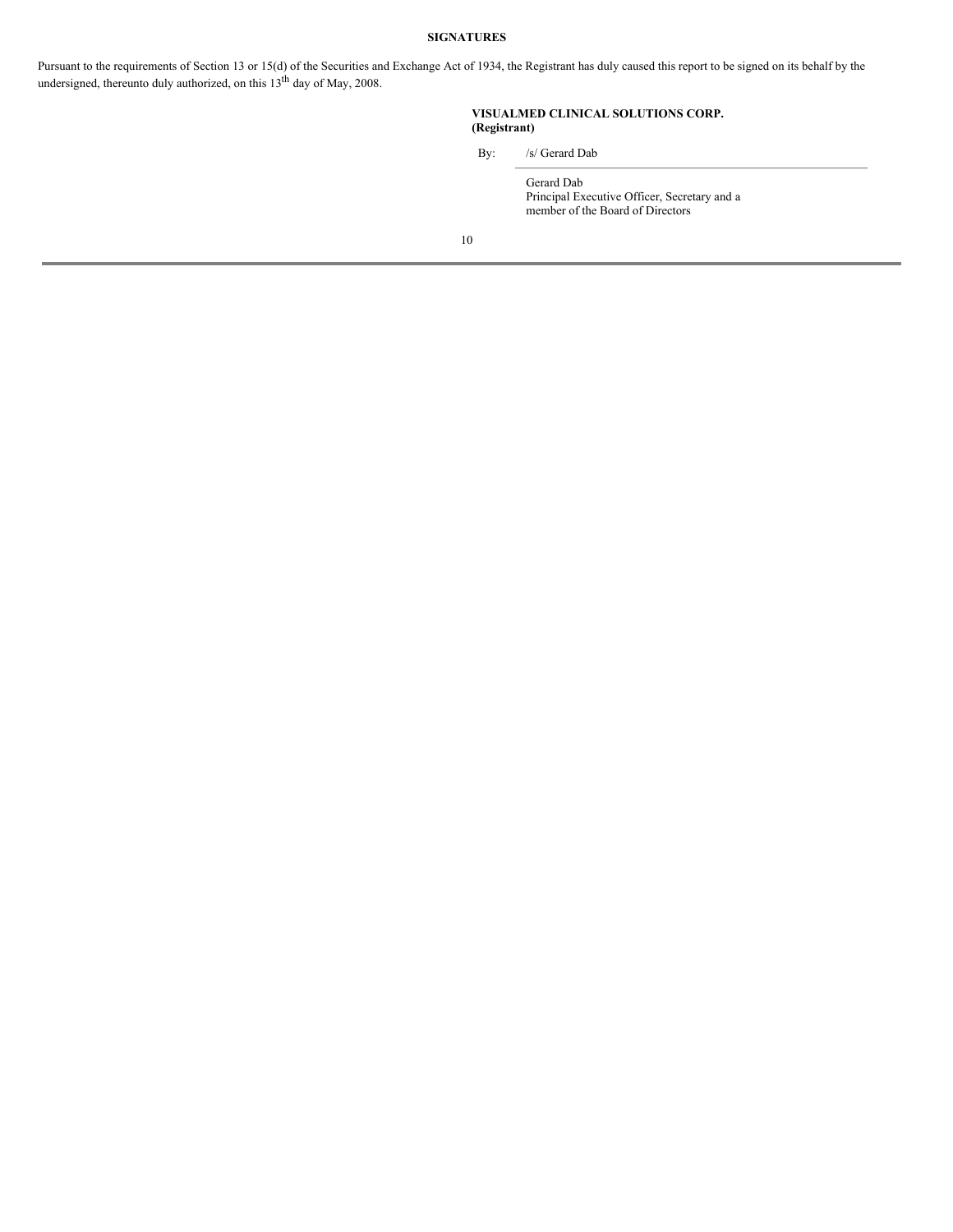**SIGNATURES**

Pursuant to the requirements of Section 13 or 15(d) of the Securities and Exchange Act of 1934, the Registrant has duly caused this report to be signed on its behalf by the undersigned, thereunto duly authorized, on this 13th day of May, 2008.

**VISUALMED CLINICAL SOLUTIONS CORP.**
**(Registrant)**

By: /s/ Gerard Dab

Gerard Dab
Principal Executive Officer, Secretary and a member of the Board of Directors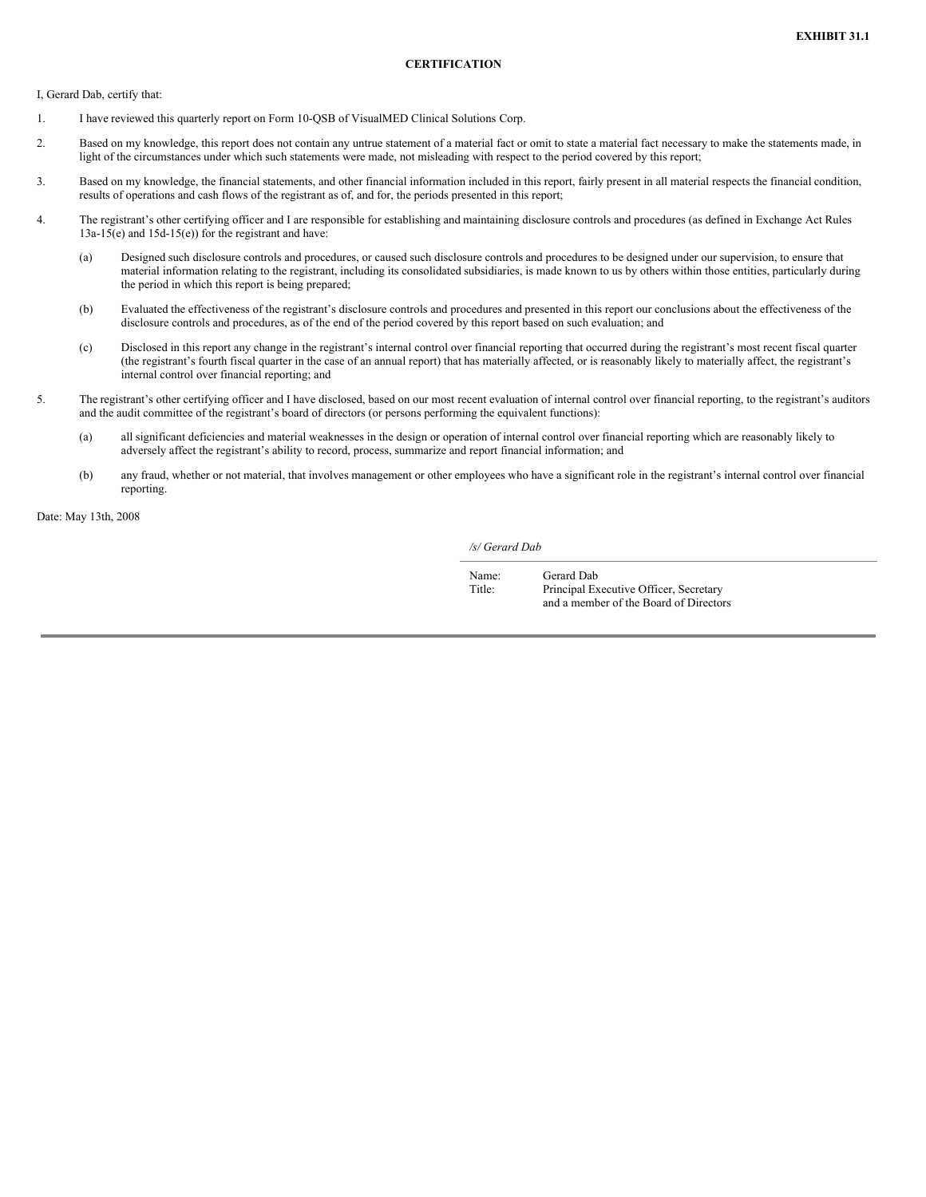**EXHIBIT 31.1**

## CERTIFICATION

I, Gerard Dab, certify that:

1. I have reviewed this quarterly report on Form 10-QSB of VisualMED Clinical Solutions Corp.

2. Based on my knowledge, this report does not contain any untrue statement of a material fact or omit to state a material fact necessary to make the statements made, in light of the circumstances under which such statements were made, not misleading with respect to the period covered by this report;

3. Based on my knowledge, the financial statements, and other financial information included in this report, fairly present in all material respects the financial condition, results of operations and cash flows of the registrant as of, and for, the periods presented in this report;

4. The registrant's other certifying officer and I are responsible for establishing and maintaining disclosure controls and procedures (as defined in Exchange Act Rules 13a-15(e) and 15d-15(e)) for the registrant and have:

   (a) Designed such disclosure controls and procedures, or caused such disclosure controls and procedures to be designed under our supervision, to ensure that material information relating to the registrant, including its consolidated subsidiaries, is made known to us by others within those entities, particularly during the period in which this report is being prepared;

   (b) Evaluated the effectiveness of the registrant's disclosure controls and procedures and presented in this report our conclusions about the effectiveness of the disclosure controls and procedures, as of the end of the period covered by this report based on such evaluation; and

   (c) Disclosed in this report any change in the registrant's internal control over financial reporting that occurred during the registrant's most recent fiscal quarter (the registrant's fourth fiscal quarter in the case of an annual report) that has materially affected, or is reasonably likely to materially affect, the registrant's internal control over financial reporting; and

5. The registrant's other certifying officer and I have disclosed, based on our most recent evaluation of internal control over financial reporting, to the registrant's auditors and the audit committee of the registrant's board of directors (or persons performing the equivalent functions):

   (a) all significant deficiencies and material weaknesses in the design or operation of internal control over financial reporting which are reasonably likely to adversely affect the registrant's ability to record, process, summarize and report financial information; and

   (b) any fraud, whether or not material, that involves management or other employees who have a significant role in the registrant's internal control over financial reporting.

Date: May 13th, 2008

*/s/ Gerard Dab*

Name: Gerard Dab
Title: Principal Executive Officer, Secretary and a member of the Board of Directors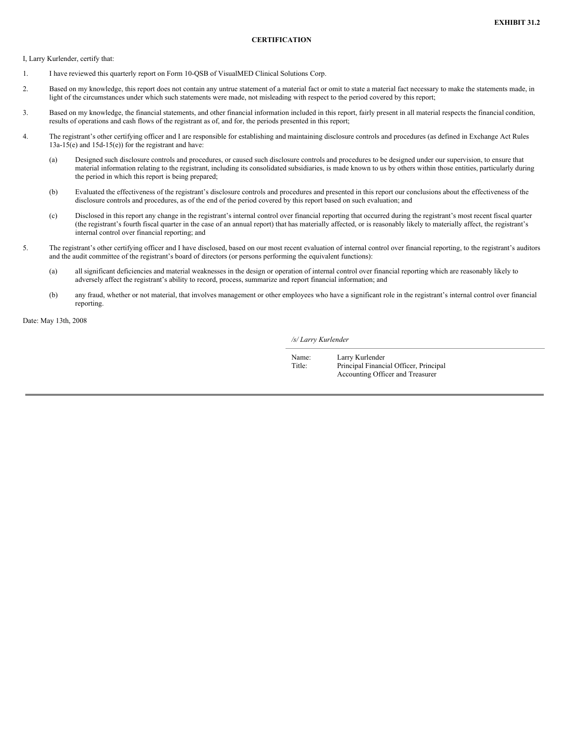**EXHIBIT 31.2**

# CERTIFICATION

I, Larry Kurlender, certify that:

1. I have reviewed this quarterly report on Form 10-QSB of VisualMED Clinical Solutions Corp.

2. Based on my knowledge, this report does not contain any untrue statement of a material fact or omit to state a material fact necessary to make the statements made, in light of the circumstances under which such statements were made, not misleading with respect to the period covered by this report;

3. Based on my knowledge, the financial statements, and other financial information included in this report, fairly present in all material respects the financial condition, results of operations and cash flows of the registrant as of, and for, the periods presented in this report;

4. The registrant's other certifying officer and I are responsible for establishing and maintaining disclosure controls and procedures (as defined in Exchange Act Rules 13a-15(e) and 15d-15(e)) for the registrant and have:

   (a) Designed such disclosure controls and procedures, or caused such disclosure controls and procedures to be designed under our supervision, to ensure that material information relating to the registrant, including its consolidated subsidiaries, is made known to us by others within those entities, particularly during the period in which this report is being prepared;

   (b) Evaluated the effectiveness of the registrant's disclosure controls and procedures and presented in this report our conclusions about the effectiveness of the disclosure controls and procedures, as of the end of the period covered by this report based on such evaluation; and

   (c) Disclosed in this report any change in the registrant's internal control over financial reporting that occurred during the registrant's most recent fiscal quarter (the registrant's fourth fiscal quarter in the case of an annual report) that has materially affected, or is reasonably likely to materially affect, the registrant's internal control over financial reporting; and

5. The registrant's other certifying officer and I have disclosed, based on our most recent evaluation of internal control over financial reporting, to the registrant's auditors and the audit committee of the registrant's board of directors (or persons performing the equivalent functions):

   (a) all significant deficiencies and material weaknesses in the design or operation of internal control over financial reporting which are reasonably likely to adversely affect the registrant's ability to record, process, summarize and report financial information; and

   (b) any fraud, whether or not material, that involves management or other employees who have a significant role in the registrant's internal control over financial reporting.

Date: May 13th, 2008

*/s/ Larry Kurlender*

Name: Larry Kurlender
Title: Principal Financial Officer, Principal Accounting Officer and Treasurer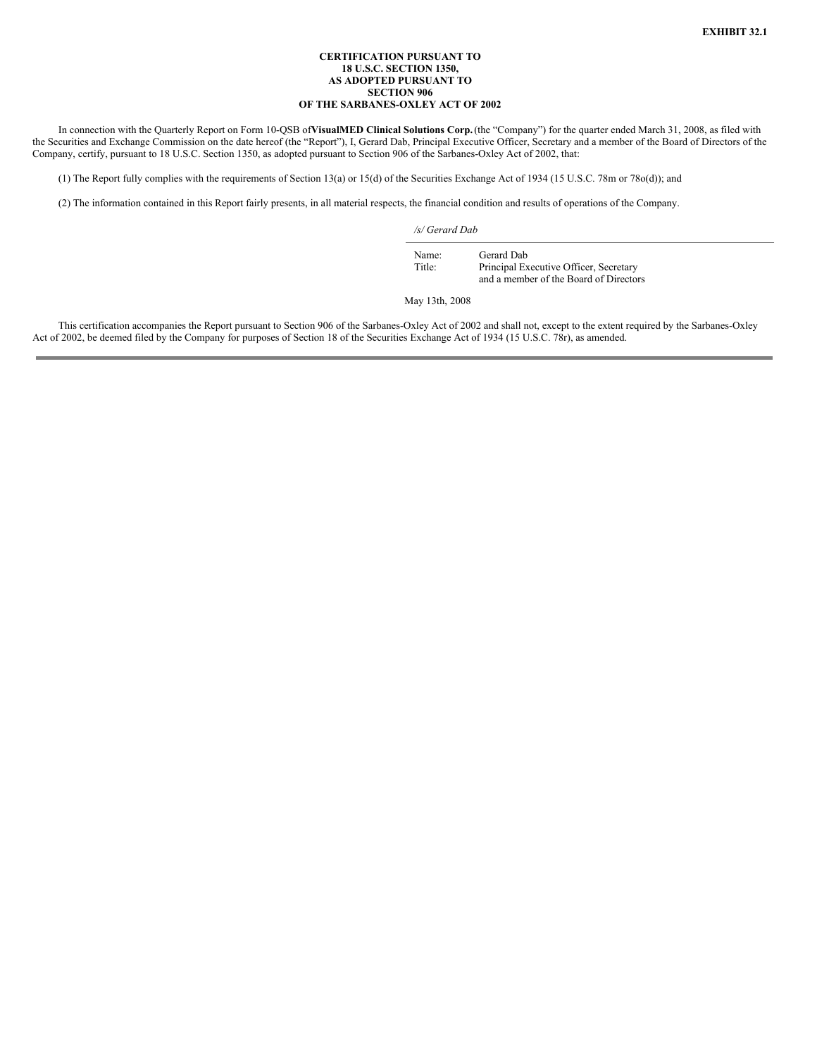**EXHIBIT 32.1**

**CERTIFICATION PURSUANT TO
18 U.S.C. SECTION 1350,
AS ADOPTED PURSUANT TO
SECTION 906
OF THE SARBANES-OXLEY ACT OF 2002**

In connection with the Quarterly Report on Form 10-QSB of **VisualMED Clinical Solutions Corp.** (the "Company") for the quarter ended March 31, 2008, as filed with the Securities and Exchange Commission on the date hereof (the "Report"), I, Gerard Dab, Principal Executive Officer, Secretary and a member of the Board of Directors of the Company, certify, pursuant to 18 U.S.C. Section 1350, as adopted pursuant to Section 906 of the Sarbanes-Oxley Act of 2002, that:

(1) The Report fully complies with the requirements of Section 13(a) or 15(d) of the Securities Exchange Act of 1934 (15 U.S.C. 78m or 78o(d)); and

(2) The information contained in this Report fairly presents, in all material respects, the financial condition and results of operations of the Company.

*/s/ Gerard Dab*

Name: Gerard Dab
Title: Principal Executive Officer, Secretary and a member of the Board of Directors

May 13th, 2008

This certification accompanies the Report pursuant to Section 906 of the Sarbanes-Oxley Act of 2002 and shall not, except to the extent required by the Sarbanes-Oxley Act of 2002, be deemed filed by the Company for purposes of Section 18 of the Securities Exchange Act of 1934 (15 U.S.C. 78r), as amended.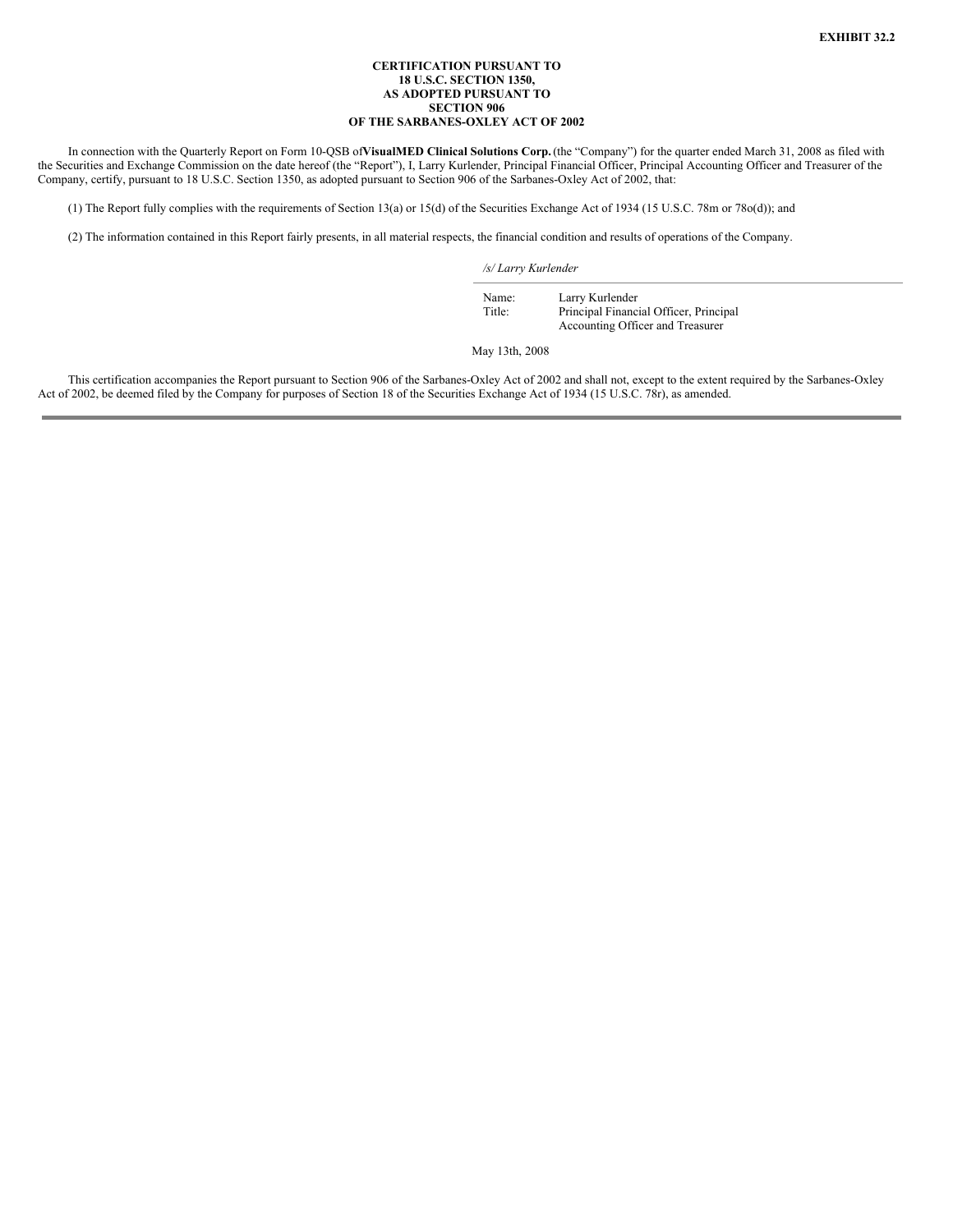**EXHIBIT 32.2**

**CERTIFICATION PURSUANT TO
18 U.S.C. SECTION 1350,
AS ADOPTED PURSUANT TO
SECTION 906
OF THE SARBANES-OXLEY ACT OF 2002**

In connection with the Quarterly Report on Form 10-QSB of **VisualMED Clinical Solutions Corp.** (the "Company") for the quarter ended March 31, 2008 as filed with the Securities and Exchange Commission on the date hereof (the "Report"), I, Larry Kurlender, Principal Financial Officer, Principal Accounting Officer and Treasurer of the Company, certify, pursuant to 18 U.S.C. Section 1350, as adopted pursuant to Section 906 of the Sarbanes-Oxley Act of 2002, that:

(1) The Report fully complies with the requirements of Section 13(a) or 15(d) of the Securities Exchange Act of 1934 (15 U.S.C. 78m or 78o(d)); and

(2) The information contained in this Report fairly presents, in all material respects, the financial condition and results of operations of the Company.

*/s/ Larry Kurlender*

Name: Larry Kurlender
Title: Principal Financial Officer, Principal Accounting Officer and Treasurer

May 13th, 2008

This certification accompanies the Report pursuant to Section 906 of the Sarbanes-Oxley Act of 2002 and shall not, except to the extent required by the Sarbanes-Oxley Act of 2002, be deemed filed by the Company for purposes of Section 18 of the Securities Exchange Act of 1934 (15 U.S.C. 78r), as amended.